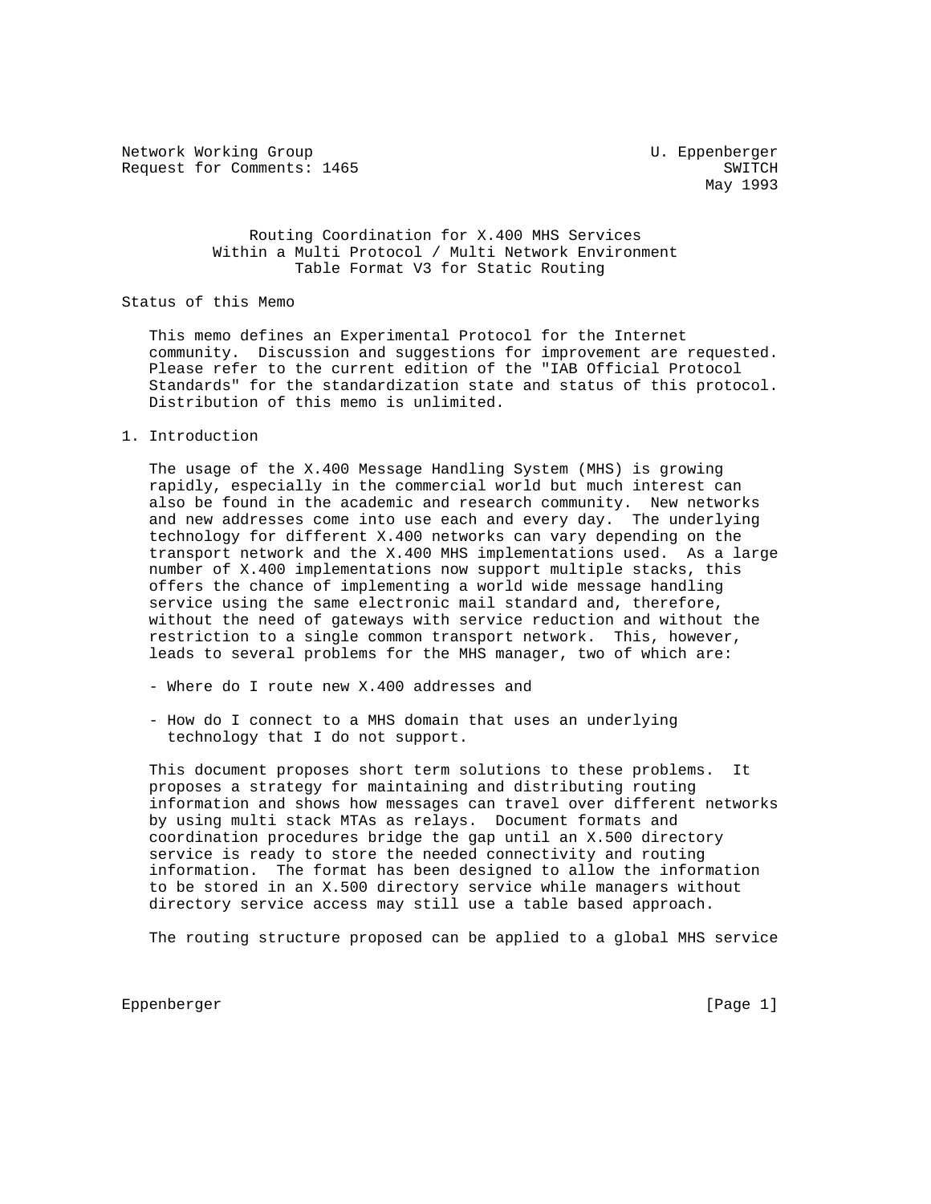Network Working Group U. Eppenberger
Request for Comments: 1465 SWITCH
May 1993

# Routing Coordination for X.400 MHS Services Within a Multi Protocol / Multi Network Environment Table Format V3 for Static Routing

## Status of this Memo

This memo defines an Experimental Protocol for the Internet community. Discussion and suggestions for improvement are requested. Please refer to the current edition of the "IAB Official Protocol Standards" for the standardization state and status of this protocol. Distribution of this memo is unlimited.

## 1. Introduction

The usage of the X.400 Message Handling System (MHS) is growing rapidly, especially in the commercial world but much interest can also be found in the academic and research community. New networks and new addresses come into use each and every day. The underlying technology for different X.400 networks can vary depending on the transport network and the X.400 MHS implementations used. As a large number of X.400 implementations now support multiple stacks, this offers the chance of implementing a world wide message handling service using the same electronic mail standard and, therefore, without the need of gateways with service reduction and without the restriction to a single common transport network. This, however, leads to several problems for the MHS manager, two of which are:

- Where do I route new X.400 addresses and

- How do I connect to a MHS domain that uses an underlying technology that I do not support.

This document proposes short term solutions to these problems. It proposes a strategy for maintaining and distributing routing information and shows how messages can travel over different networks by using multi stack MTAs as relays. Document formats and coordination procedures bridge the gap until an X.500 directory service is ready to store the needed connectivity and routing information. The format has been designed to allow the information to be stored in an X.500 directory service while managers without directory service access may still use a table based approach.

The routing structure proposed can be applied to a global MHS service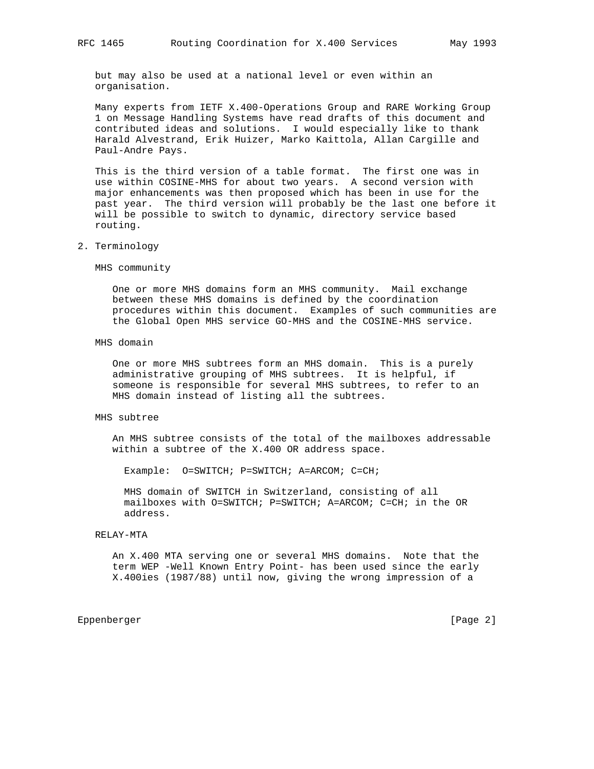but may also be used at a national level or even within an organisation.

Many experts from IETF X.400-Operations Group and RARE Working Group 1 on Message Handling Systems have read drafts of this document and contributed ideas and solutions. I would especially like to thank Harald Alvestrand, Erik Huizer, Marko Kaittola, Allan Cargille and Paul-Andre Pays.

This is the third version of a table format. The first one was in use within COSINE-MHS for about two years. A second version with major enhancements was then proposed which has been in use for the past year. The third version will probably be the last one before it will be possible to switch to dynamic, directory service based routing.

## 2. Terminology

MHS community

One or more MHS domains form an MHS community. Mail exchange between these MHS domains is defined by the coordination procedures within this document. Examples of such communities are the Global Open MHS service GO-MHS and the COSINE-MHS service.

MHS domain

One or more MHS subtrees form an MHS domain. This is a purely administrative grouping of MHS subtrees. It is helpful, if someone is responsible for several MHS subtrees, to refer to an MHS domain instead of listing all the subtrees.

MHS subtree

An MHS subtree consists of the total of the mailboxes addressable within a subtree of the X.400 OR address space.

Example: O=SWITCH; P=SWITCH; A=ARCOM; C=CH;

MHS domain of SWITCH in Switzerland, consisting of all mailboxes with O=SWITCH; P=SWITCH; A=ARCOM; C=CH; in the OR address.

RELAY-MTA

An X.400 MTA serving one or several MHS domains. Note that the term WEP -Well Known Entry Point- has been used since the early X.400ies (1987/88) until now, giving the wrong impression of a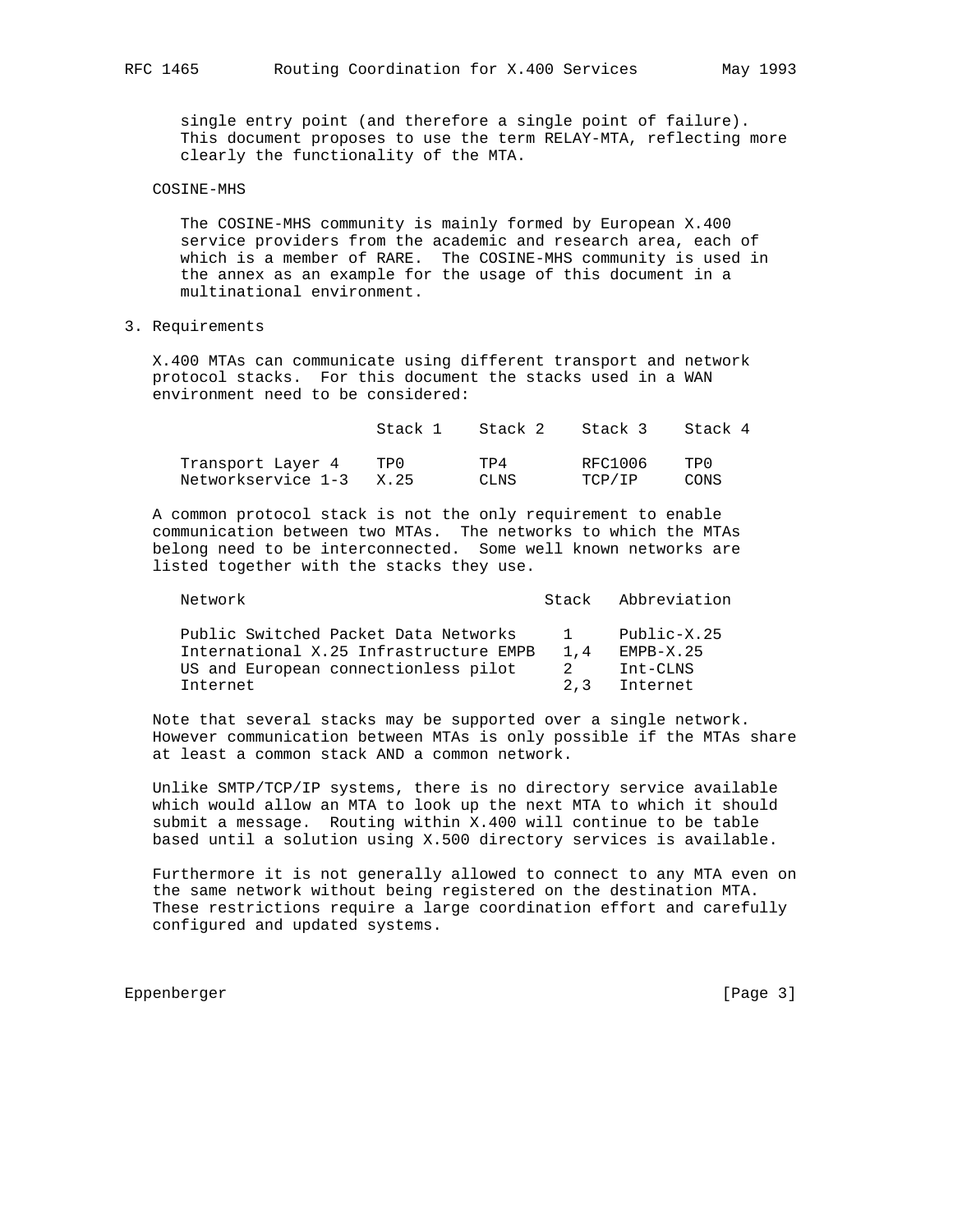single entry point (and therefore a single point of failure). This document proposes to use the term RELAY-MTA, reflecting more clearly the functionality of the MTA.

COSINE-MHS

The COSINE-MHS community is mainly formed by European X.400 service providers from the academic and research area, each of which is a member of RARE. The COSINE-MHS community is used in the annex as an example for the usage of this document in a multinational environment.

## 3. Requirements

X.400 MTAs can communicate using different transport and network protocol stacks. For this document the stacks used in a WAN environment need to be considered:

| | Stack 1 | Stack 2 | Stack 3 | Stack 4 |
|---|---|---|---|---|
| Transport Layer 4 | TP0 | TP4 | RFC1006 | TP0 |
| Networkservice 1-3 | X.25 | CLNS | TCP/IP | CONS |

A common protocol stack is not the only requirement to enable communication between two MTAs. The networks to which the MTAs belong need to be interconnected. Some well known networks are listed together with the stacks they use.

| Network | Stack | Abbreviation |
|---|---|---|
| Public Switched Packet Data Networks | 1 | Public-X.25 |
| International X.25 Infrastructure EMPB | 1,4 | EMPB-X.25 |
| US and European connectionless pilot | 2 | Int-CLNS |
| Internet | 2,3 | Internet |

Note that several stacks may be supported over a single network. However communication between MTAs is only possible if the MTAs share at least a common stack AND a common network.

Unlike SMTP/TCP/IP systems, there is no directory service available which would allow an MTA to look up the next MTA to which it should submit a message. Routing within X.400 will continue to be table based until a solution using X.500 directory services is available.

Furthermore it is not generally allowed to connect to any MTA even on the same network without being registered on the destination MTA. These restrictions require a large coordination effort and carefully configured and updated systems.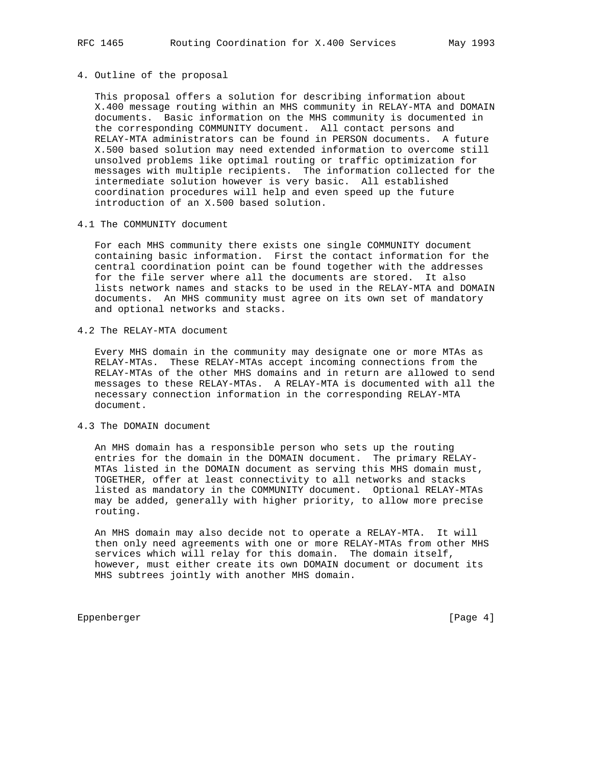## 4. Outline of the proposal

This proposal offers a solution for describing information about X.400 message routing within an MHS community in RELAY-MTA and DOMAIN documents. Basic information on the MHS community is documented in the corresponding COMMUNITY document. All contact persons and RELAY-MTA administrators can be found in PERSON documents. A future X.500 based solution may need extended information to overcome still unsolved problems like optimal routing or traffic optimization for messages with multiple recipients. The information collected for the intermediate solution however is very basic. All established coordination procedures will help and even speed up the future introduction of an X.500 based solution.

### 4.1 The COMMUNITY document

For each MHS community there exists one single COMMUNITY document containing basic information. First the contact information for the central coordination point can be found together with the addresses for the file server where all the documents are stored. It also lists network names and stacks to be used in the RELAY-MTA and DOMAIN documents. An MHS community must agree on its own set of mandatory and optional networks and stacks.

### 4.2 The RELAY-MTA document

Every MHS domain in the community may designate one or more MTAs as RELAY-MTAs. These RELAY-MTAs accept incoming connections from the RELAY-MTAs of the other MHS domains and in return are allowed to send messages to these RELAY-MTAs. A RELAY-MTA is documented with all the necessary connection information in the corresponding RELAY-MTA document.

### 4.3 The DOMAIN document

An MHS domain has a responsible person who sets up the routing entries for the domain in the DOMAIN document. The primary RELAY-MTAs listed in the DOMAIN document as serving this MHS domain must, TOGETHER, offer at least connectivity to all networks and stacks listed as mandatory in the COMMUNITY document. Optional RELAY-MTAs may be added, generally with higher priority, to allow more precise routing.

An MHS domain may also decide not to operate a RELAY-MTA. It will then only need agreements with one or more RELAY-MTAs from other MHS services which will relay for this domain. The domain itself, however, must either create its own DOMAIN document or document its MHS subtrees jointly with another MHS domain.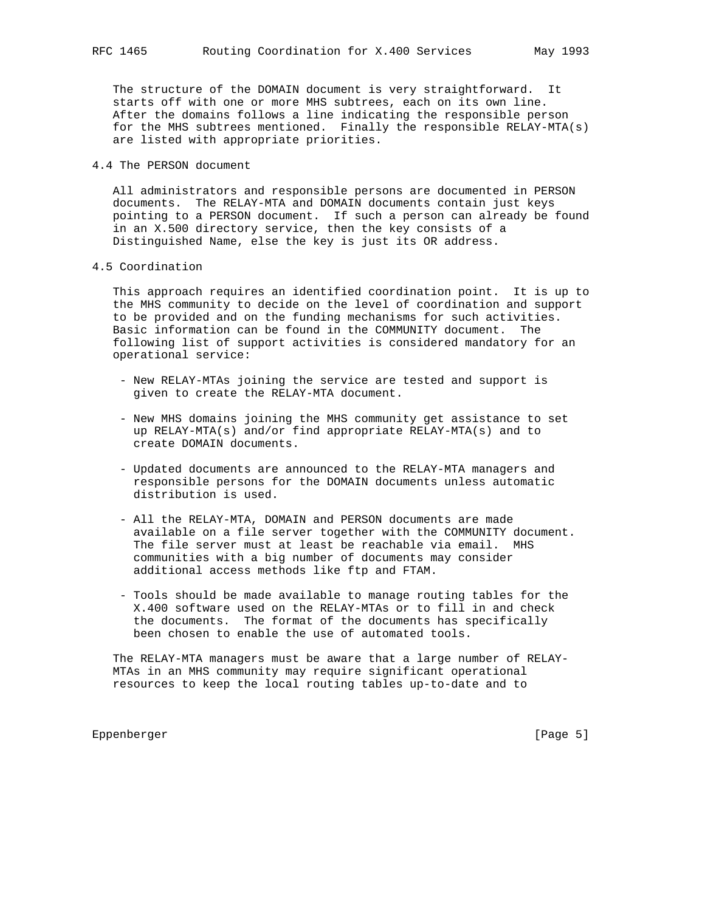The structure of the DOMAIN document is very straightforward. It starts off with one or more MHS subtrees, each on its own line. After the domains follows a line indicating the responsible person for the MHS subtrees mentioned. Finally the responsible RELAY-MTA(s) are listed with appropriate priorities.

### 4.4 The PERSON document

All administrators and responsible persons are documented in PERSON documents. The RELAY-MTA and DOMAIN documents contain just keys pointing to a PERSON document. If such a person can already be found in an X.500 directory service, then the key consists of a Distinguished Name, else the key is just its OR address.

### 4.5 Coordination

This approach requires an identified coordination point. It is up to the MHS community to decide on the level of coordination and support to be provided and on the funding mechanisms for such activities. Basic information can be found in the COMMUNITY document. The following list of support activities is considered mandatory for an operational service:

- New RELAY-MTAs joining the service are tested and support is given to create the RELAY-MTA document.

- New MHS domains joining the MHS community get assistance to set up RELAY-MTA(s) and/or find appropriate RELAY-MTA(s) and to create DOMAIN documents.

- Updated documents are announced to the RELAY-MTA managers and responsible persons for the DOMAIN documents unless automatic distribution is used.

- All the RELAY-MTA, DOMAIN and PERSON documents are made available on a file server together with the COMMUNITY document. The file server must at least be reachable via email. MHS communities with a big number of documents may consider additional access methods like ftp and FTAM.

- Tools should be made available to manage routing tables for the X.400 software used on the RELAY-MTAs or to fill in and check the documents. The format of the documents has specifically been chosen to enable the use of automated tools.

The RELAY-MTA managers must be aware that a large number of RELAY-MTAs in an MHS community may require significant operational resources to keep the local routing tables up-to-date and to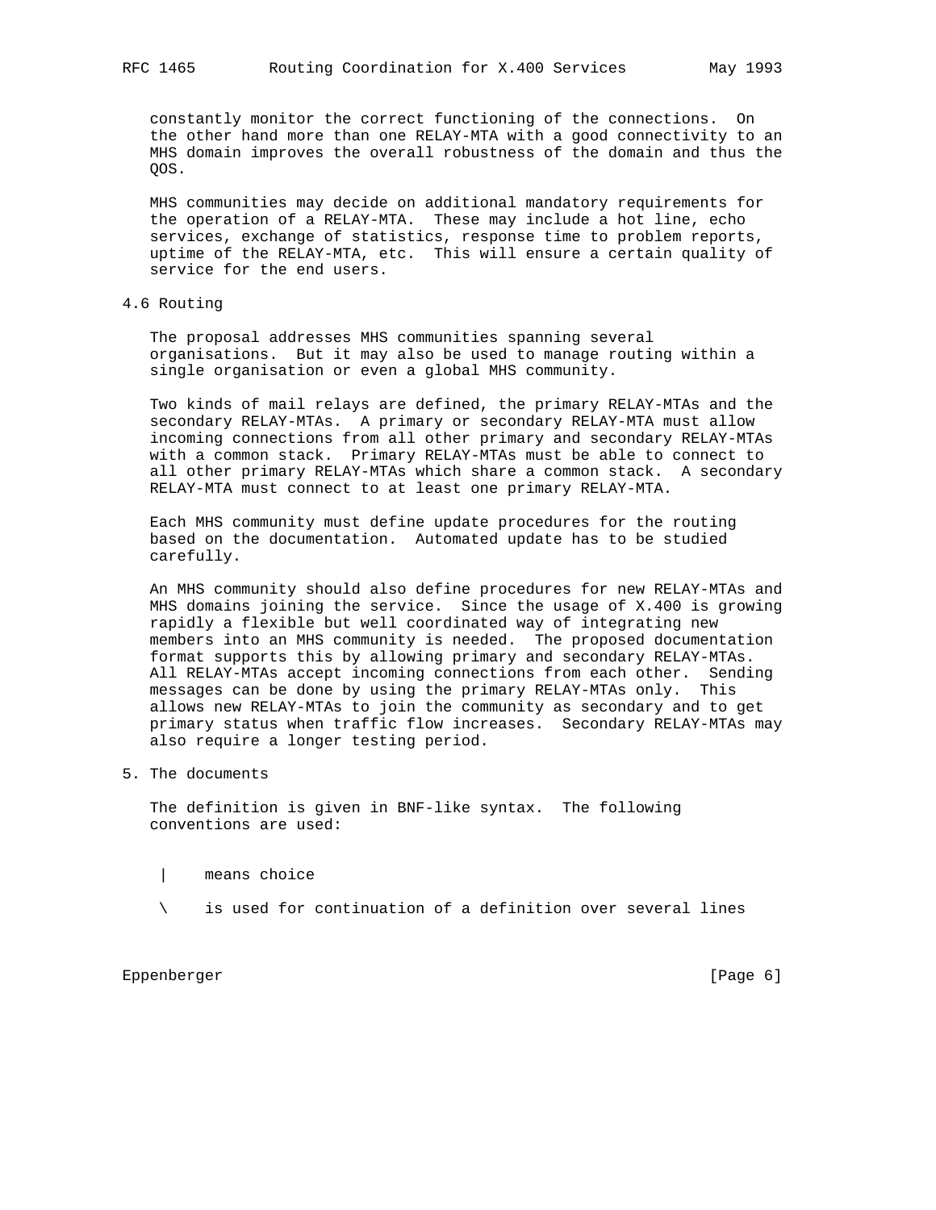constantly monitor the correct functioning of the connections. On the other hand more than one RELAY-MTA with a good connectivity to an MHS domain improves the overall robustness of the domain and thus the QOS.

MHS communities may decide on additional mandatory requirements for the operation of a RELAY-MTA. These may include a hot line, echo services, exchange of statistics, response time to problem reports, uptime of the RELAY-MTA, etc. This will ensure a certain quality of service for the end users.

## 4.6 Routing

The proposal addresses MHS communities spanning several organisations. But it may also be used to manage routing within a single organisation or even a global MHS community.

Two kinds of mail relays are defined, the primary RELAY-MTAs and the secondary RELAY-MTAs. A primary or secondary RELAY-MTA must allow incoming connections from all other primary and secondary RELAY-MTAs with a common stack. Primary RELAY-MTAs must be able to connect to all other primary RELAY-MTAs which share a common stack. A secondary RELAY-MTA must connect to at least one primary RELAY-MTA.

Each MHS community must define update procedures for the routing based on the documentation. Automated update has to be studied carefully.

An MHS community should also define procedures for new RELAY-MTAs and MHS domains joining the service. Since the usage of X.400 is growing rapidly a flexible but well coordinated way of integrating new members into an MHS community is needed. The proposed documentation format supports this by allowing primary and secondary RELAY-MTAs. All RELAY-MTAs accept incoming connections from each other. Sending messages can be done by using the primary RELAY-MTAs only. This allows new RELAY-MTAs to join the community as secondary and to get primary status when traffic flow increases. Secondary RELAY-MTAs may also require a longer testing period.

# 5. The documents

The definition is given in BNF-like syntax. The following conventions are used:

```
 |    means choice

 \    is used for continuation of a definition over several lines
```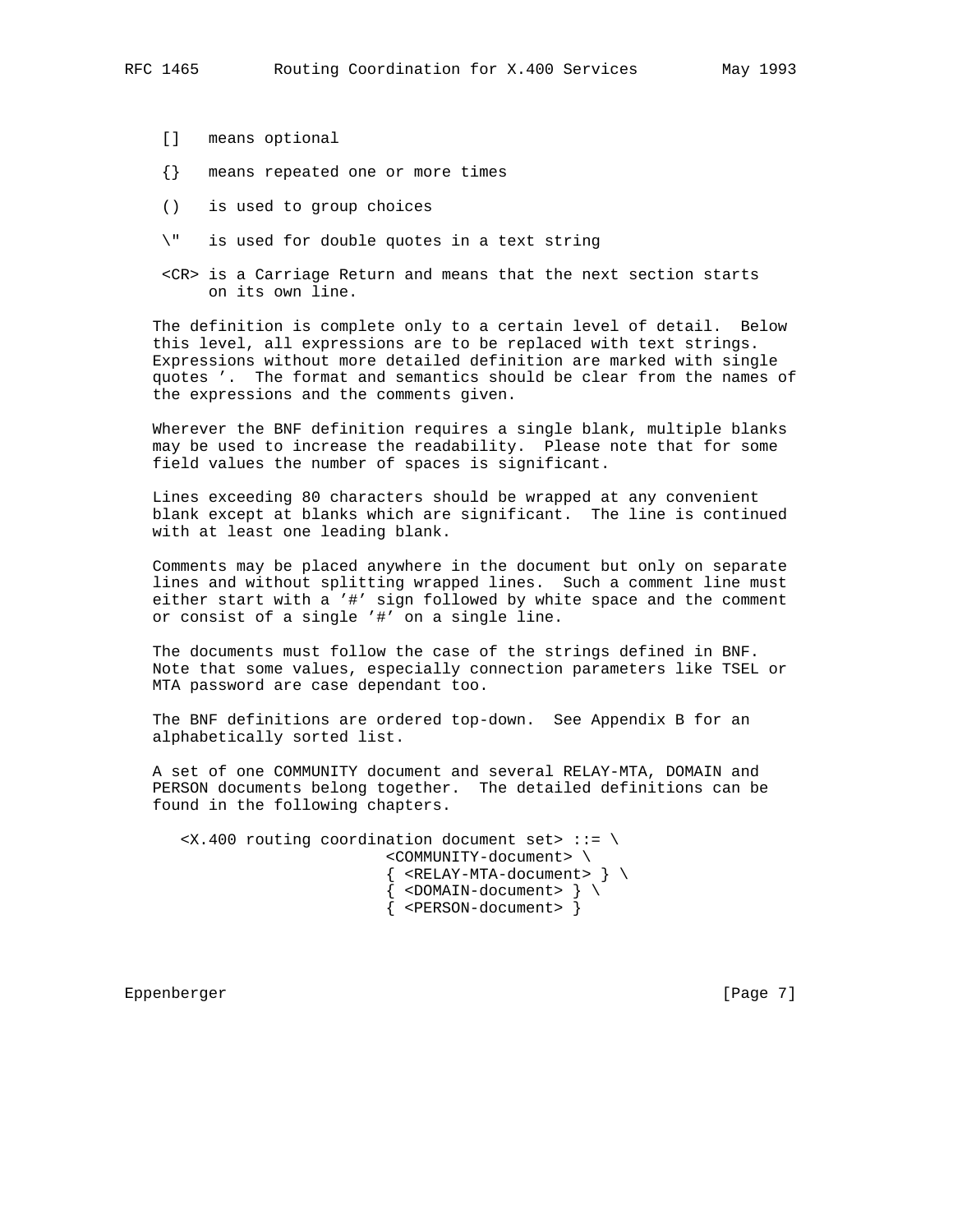[]   means optional

{}   means repeated one or more times

()   is used to group choices

\"   is used for double quotes in a text string

<CR> is a Carriage Return and means that the next section starts on its own line.

The definition is complete only to a certain level of detail. Below this level, all expressions are to be replaced with text strings. Expressions without more detailed definition are marked with single quotes '. The format and semantics should be clear from the names of the expressions and the comments given.

Wherever the BNF definition requires a single blank, multiple blanks may be used to increase the readability. Please note that for some field values the number of spaces is significant.

Lines exceeding 80 characters should be wrapped at any convenient blank except at blanks which are significant. The line is continued with at least one leading blank.

Comments may be placed anywhere in the document but only on separate lines and without splitting wrapped lines. Such a comment line must either start with a '#' sign followed by white space and the comment or consist of a single '#' on a single line.

The documents must follow the case of the strings defined in BNF. Note that some values, especially connection parameters like TSEL or MTA password are case dependant too.

The BNF definitions are ordered top-down. See Appendix B for an alphabetically sorted list.

A set of one COMMUNITY document and several RELAY-MTA, DOMAIN and PERSON documents belong together. The detailed definitions can be found in the following chapters.

```
<X.400 routing coordination document set> ::= \
                       <COMMUNITY-document> \
                       { <RELAY-MTA-document> } \
                       { <DOMAIN-document> } \
                       { <PERSON-document> }
```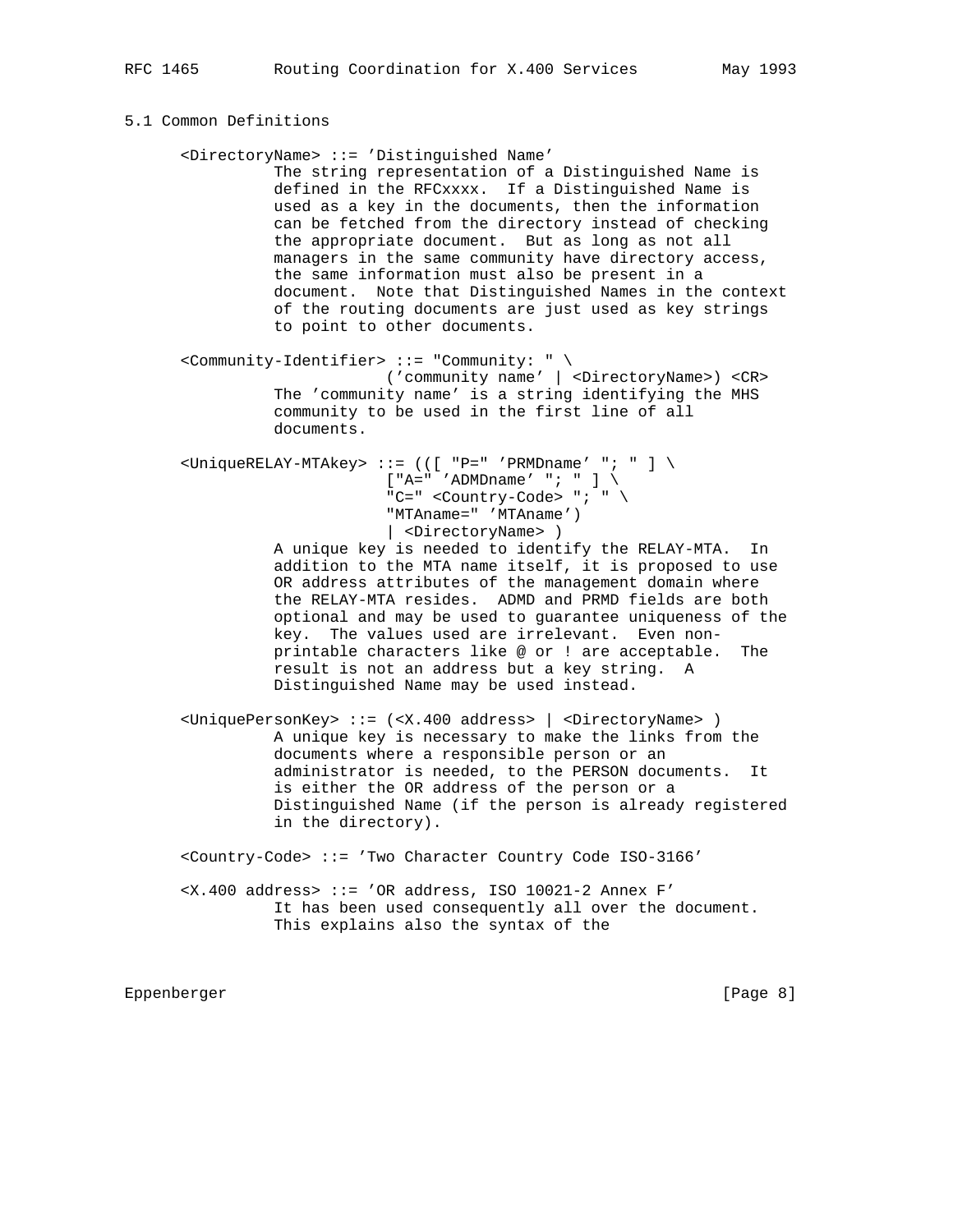## 5.1 Common Definitions

```
<DirectoryName> ::= 'Distinguished Name'
          The string representation of a Distinguished Name is
          defined in the RFCxxxx.  If a Distinguished Name is
          used as a key in the documents, then the information
          can be fetched from the directory instead of checking
          the appropriate document.  But as long as not all
          managers in the same community have directory access,
          the same information must also be present in a
          document.  Note that Distinguished Names in the context
          of the routing documents are just used as key strings
          to point to other documents.

<Community-Identifier> ::= "Community: " \
                   ('community name' | <DirectoryName>) <CR>
          The 'community name' is a string identifying the MHS
          community to be used in the first line of all
          documents.

<UniqueRELAY-MTAkey> ::= (([ "P=" 'PRMDname' "; " ] \
                    ["A=" 'ADMDname' "; " ] \
                    "C=" <Country-Code> "; " \
                    "MTAname=" 'MTAname')
                    | <DirectoryName> )
          A unique key is needed to identify the RELAY-MTA.  In
          addition to the MTA name itself, it is proposed to use
          OR address attributes of the management domain where
          the RELAY-MTA resides.  ADMD and PRMD fields are both
          optional and may be used to guarantee uniqueness of the
          key.  The values used are irrelevant.  Even non-
          printable characters like @ or ! are acceptable.  The
          result is not an address but a key string.  A
          Distinguished Name may be used instead.

<UniquePersonKey> ::= (<X.400 address> | <DirectoryName> )
          A unique key is necessary to make the links from the
          documents where a responsible person or an
          administrator is needed, to the PERSON documents.  It
          is either the OR address of the person or a
          Distinguished Name (if the person is already registered
          in the directory).

<Country-Code> ::= 'Two Character Country Code ISO-3166'

<X.400 address> ::= 'OR address, ISO 10021-2 Annex F'
          It has been used consequently all over the document.
          This explains also the syntax of the
```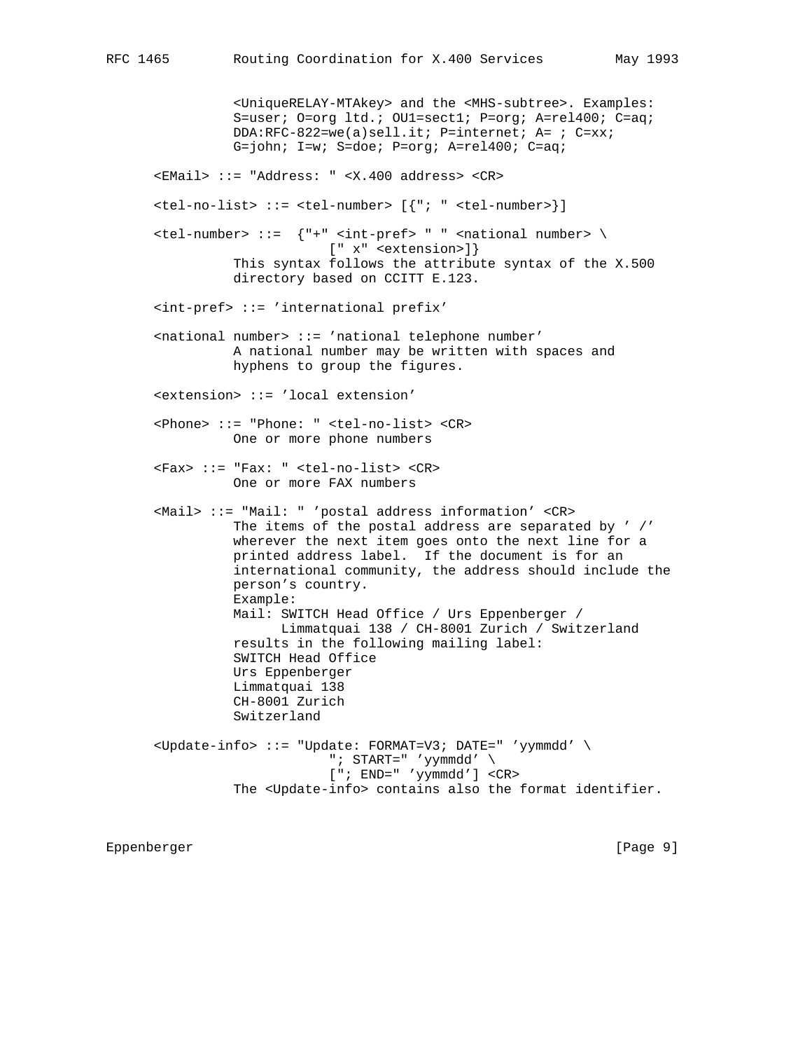```
          <UniqueRELAY-MTAkey> and the <MHS-subtree>. Examples:
          S=user; O=org ltd.; OU1=sect1; P=org; A=rel400; C=aq;
          DDA:RFC-822=we(a)sell.it; P=internet; A= ; C=xx;
          G=john; I=w; S=doe; P=org; A=rel400; C=aq;

<EMail> ::= "Address: " <X.400 address> <CR>

<tel-no-list> ::= <tel-number> [{"; " <tel-number>}]

<tel-number> ::=  {"+" <int-pref> " " <national number> \
                     [" x" <extension>]}
          This syntax follows the attribute syntax of the X.500
          directory based on CCITT E.123.

<int-pref> ::= 'international prefix'

<national number> ::= 'national telephone number'
          A national number may be written with spaces and
          hyphens to group the figures.

<extension> ::= 'local extension'

<Phone> ::= "Phone: " <tel-no-list> <CR>
          One or more phone numbers

<Fax> ::= "Fax: " <tel-no-list> <CR>
          One or more FAX numbers

<Mail> ::= "Mail: " 'postal address information' <CR>
          The items of the postal address are separated by ' /'
          wherever the next item goes onto the next line for a
          printed address label.  If the document is for an
          international community, the address should include the
          person's country.
          Example:
          Mail: SWITCH Head Office / Urs Eppenberger /
                Limmatquai 138 / CH-8001 Zurich / Switzerland
          results in the following mailing label:
          SWITCH Head Office
          Urs Eppenberger
          Limmatquai 138
          CH-8001 Zurich
          Switzerland

<Update-info> ::= "Update: FORMAT=V3; DATE=" 'yymmdd' \
                     "; START=" 'yymmdd' \
                     ["; END=" 'yymmdd'] <CR>
          The <Update-info> contains also the format identifier.
```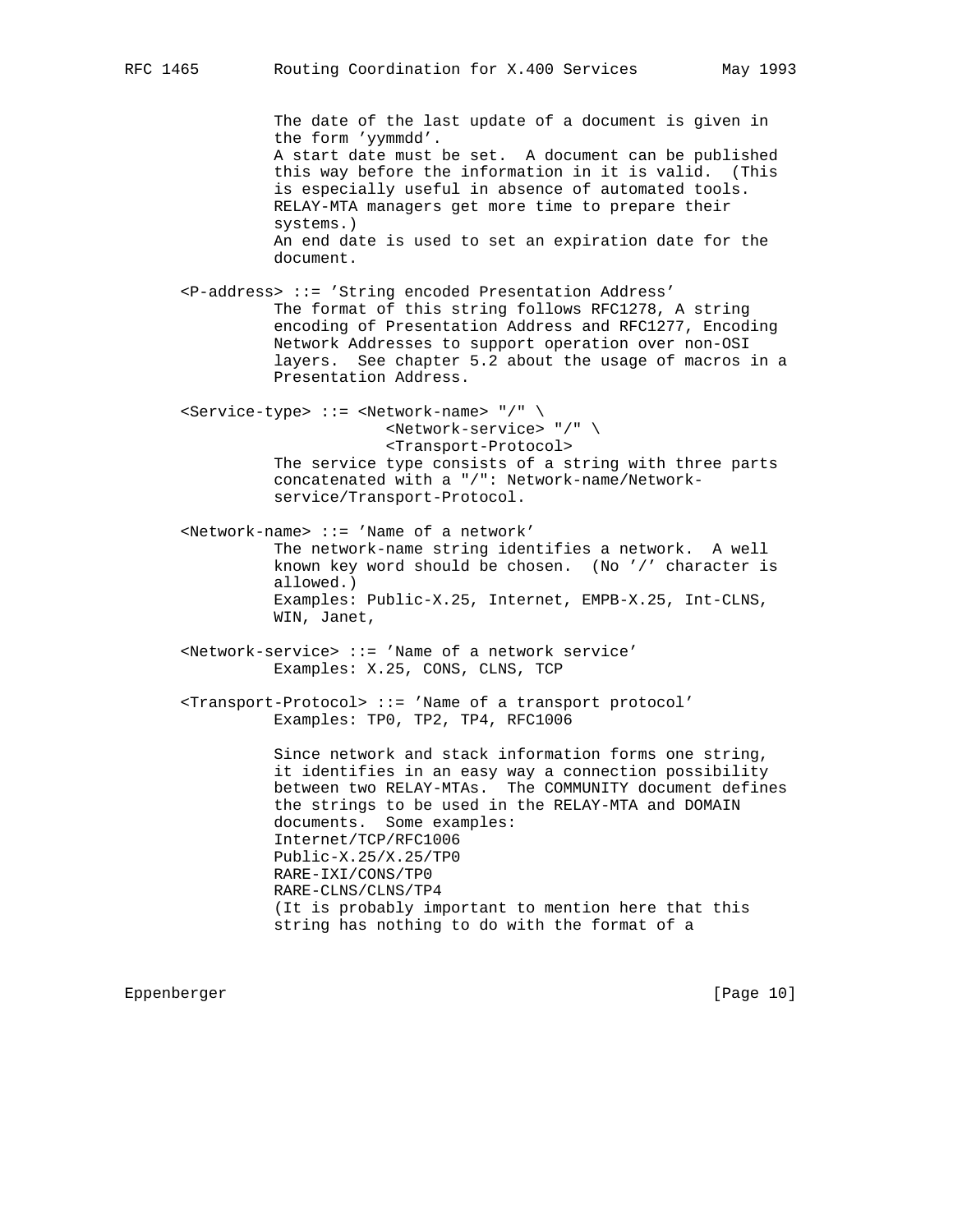The date of the last update of a document is given in the form 'yymmdd'.
A start date must be set. A document can be published this way before the information in it is valid. (This is especially useful in absence of automated tools. RELAY-MTA managers get more time to prepare their systems.)
An end date is used to set an expiration date for the document.

```
<P-address> ::= 'String encoded Presentation Address'
```

The format of this string follows RFC1278, A string encoding of Presentation Address and RFC1277, Encoding Network Addresses to support operation over non-OSI layers. See chapter 5.2 about the usage of macros in a Presentation Address.

```
<Service-type> ::= <Network-name> "/" \
                   <Network-service> "/" \
                   <Transport-Protocol>
```

The service type consists of a string with three parts concatenated with a "/": Network-name/Network-service/Transport-Protocol.

```
<Network-name> ::= 'Name of a network'
```

The network-name string identifies a network. A well known key word should be chosen. (No '/' character is allowed.)
Examples: Public-X.25, Internet, EMPB-X.25, Int-CLNS, WIN, Janet,

```
<Network-service> ::= 'Name of a network service'
```

Examples: X.25, CONS, CLNS, TCP

```
<Transport-Protocol> ::= 'Name of a transport protocol'
```

Examples: TP0, TP2, TP4, RFC1006

Since network and stack information forms one string, it identifies in an easy way a connection possibility between two RELAY-MTAs. The COMMUNITY document defines the strings to be used in the RELAY-MTA and DOMAIN documents. Some examples:
Internet/TCP/RFC1006
Public-X.25/X.25/TP0
RARE-IXI/CONS/TP0
RARE-CLNS/CLNS/TP4
(It is probably important to mention here that this string has nothing to do with the format of a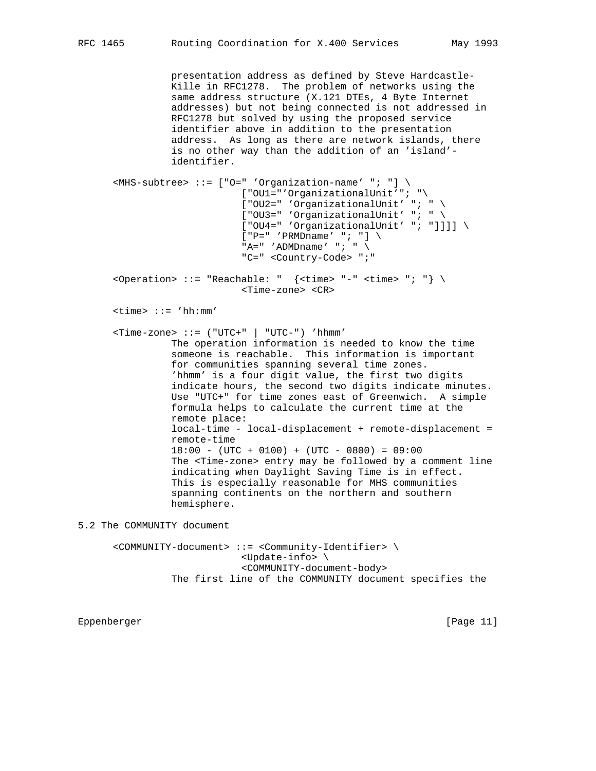```
           presentation address as defined by Steve Hardcastle-
           Kille in RFC1278.  The problem of networks using the
           same address structure (X.121 DTEs, 4 Byte Internet
           addresses) but not being connected is not addressed in
           RFC1278 but solved by using the proposed service
           identifier above in addition to the presentation
           address.  As long as there are network islands, there
           is no other way than the addition of an 'island'-
           identifier.

     <MHS-subtree> ::= ["O=" 'Organization-name' "; "] \
                       ["OU1="'OrganizationalUnit'"; "\
                       ["OU2=" 'OrganizationalUnit' "; " \
                       ["OU3=" 'OrganizationalUnit' "; " \
                       ["OU4=" 'OrganizationalUnit' "; "]]]] \
                       ["P=" 'PRMDname' "; "] \
                       "A=" 'ADMDname' "; " \
                       "C=" <Country-Code> ";"

     <Operation> ::= "Reachable: "  {<time> "-" <time> "; "} \
                       <Time-zone> <CR>

     <time> ::= 'hh:mm'

     <Time-zone> ::= ("UTC+" | "UTC-") 'hhmm'
           The operation information is needed to know the time
           someone is reachable.  This information is important
           for communities spanning several time zones.
           'hhmm' is a four digit value, the first two digits
           indicate hours, the second two digits indicate minutes.
           Use "UTC+" for time zones east of Greenwich.  A simple
           formula helps to calculate the current time at the
           remote place:
           local-time - local-displacement + remote-displacement =
           remote-time
           18:00 - (UTC + 0100) + (UTC - 0800) = 09:00
           The <Time-zone> entry may be followed by a comment line
           indicating when Daylight Saving Time is in effect.
           This is especially reasonable for MHS communities
           spanning continents on the northern and southern
           hemisphere.
```

## 5.2 The COMMUNITY document

```
     <COMMUNITY-document> ::= <Community-Identifier> \
                       <Update-info> \
                       <COMMUNITY-document-body>
           The first line of the COMMUNITY document specifies the
```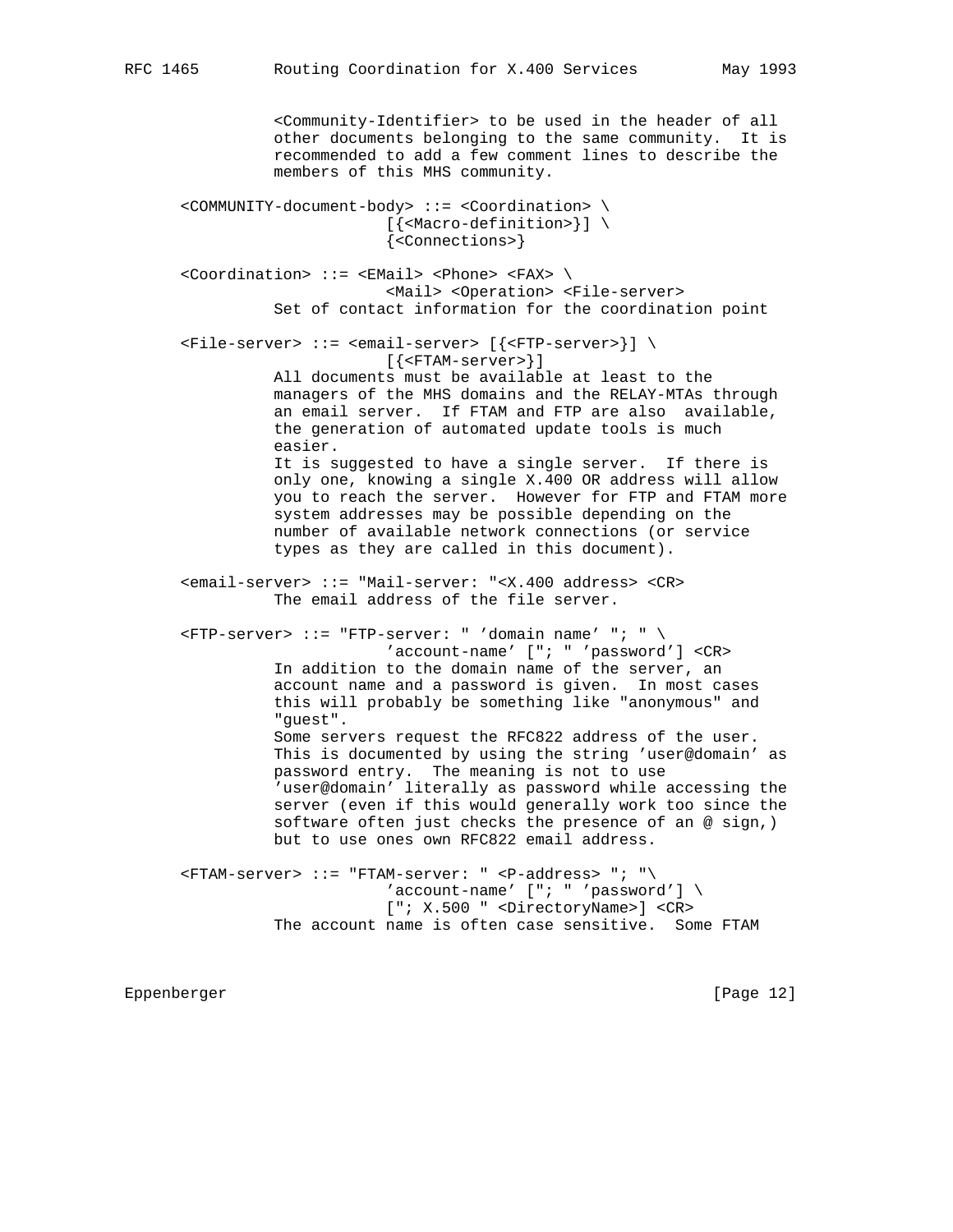<Community-Identifier> to be used in the header of all other documents belonging to the same community. It is recommended to add a few comment lines to describe the members of this MHS community.

```
<COMMUNITY-document-body> ::= <Coordination> \
                    [{<Macro-definition>}] \
                    {<Connections>}

<Coordination> ::= <EMail> <Phone> <FAX> \
                    <Mail> <Operation> <File-server>
```

Set of contact information for the coordination point

```
<File-server> ::= <email-server> [{<FTP-server>}] \
                    [{<FTAM-server>}]
```

All documents must be available at least to the managers of the MHS domains and the RELAY-MTAs through an email server. If FTAM and FTP are also available, the generation of automated update tools is much easier.
It is suggested to have a single server. If there is only one, knowing a single X.400 OR address will allow you to reach the server. However for FTP and FTAM more system addresses may be possible depending on the number of available network connections (or service types as they are called in this document).

```
<email-server> ::= "Mail-server: "<X.400 address> <CR>
```

The email address of the file server.

```
<FTP-server> ::= "FTP-server: " 'domain name' "; " \
                    'account-name' ["; " 'password'] <CR>
```

In addition to the domain name of the server, an account name and a password is given. In most cases this will probably be something like "anonymous" and "guest".
Some servers request the RFC822 address of the user. This is documented by using the string 'user@domain' as password entry. The meaning is not to use 'user@domain' literally as password while accessing the server (even if this would generally work too since the software often just checks the presence of an @ sign,) but to use ones own RFC822 email address.

```
<FTAM-server> ::= "FTAM-server: " <P-address> "; "\
                    'account-name' ["; " 'password'] \
                    ["; X.500 " <DirectoryName>] <CR>
```

The account name is often case sensitive. Some FTAM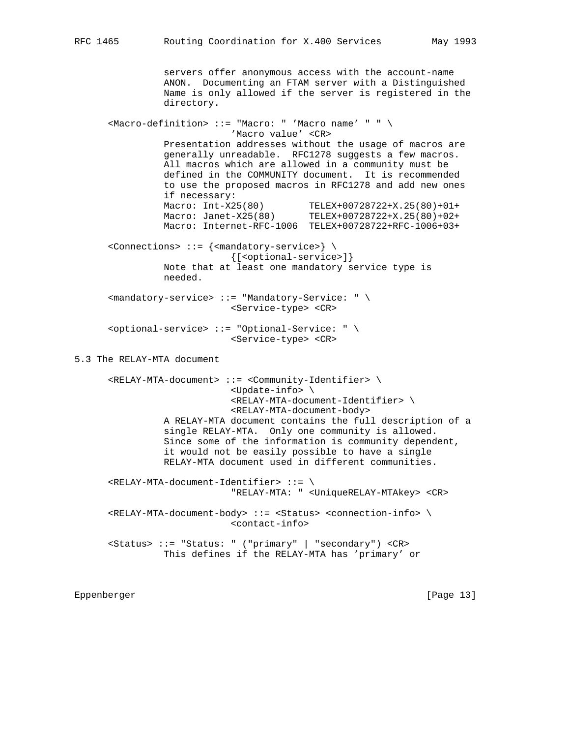servers offer anonymous access with the account-name ANON. Documenting an FTAM server with a Distinguished Name is only allowed if the server is registered in the directory.

```
<Macro-definition> ::= "Macro: " 'Macro name' " " \
                       'Macro value' <CR>
```

Presentation addresses without the usage of macros are generally unreadable. RFC1278 suggests a few macros. All macros which are allowed in a community must be defined in the COMMUNITY document. It is recommended to use the proposed macros in RFC1278 and add new ones if necessary:

```
Macro: Int-X25(80)        TELEX+00728722+X.25(80)+01+
Macro: Janet-X25(80)      TELEX+00728722+X.25(80)+02+
Macro: Internet-RFC-1006  TELEX+00728722+RFC-1006+03+
```

```
<Connections> ::= {<mandatory-service>} \
                  {[<optional-service>]}
```

Note that at least one mandatory service type is needed.

```
<mandatory-service> ::= "Mandatory-Service: " \
                        <Service-type> <CR>

<optional-service> ::= "Optional-Service: " \
                       <Service-type> <CR>
```

## 5.3 The RELAY-MTA document

```
<RELAY-MTA-document> ::= <Community-Identifier> \
                         <Update-info> \
                         <RELAY-MTA-document-Identifier> \
                         <RELAY-MTA-document-body>
```

A RELAY-MTA document contains the full description of a single RELAY-MTA. Only one community is allowed. Since some of the information is community dependent, it would not be easily possible to have a single RELAY-MTA document used in different communities.

```
<RELAY-MTA-document-Identifier> ::= \
                         "RELAY-MTA: " <UniqueRELAY-MTAkey> <CR>

<RELAY-MTA-document-body> ::= <Status> <connection-info> \
                         <contact-info>

<Status> ::= "Status: " ("primary" | "secondary") <CR>
```

This defines if the RELAY-MTA has 'primary' or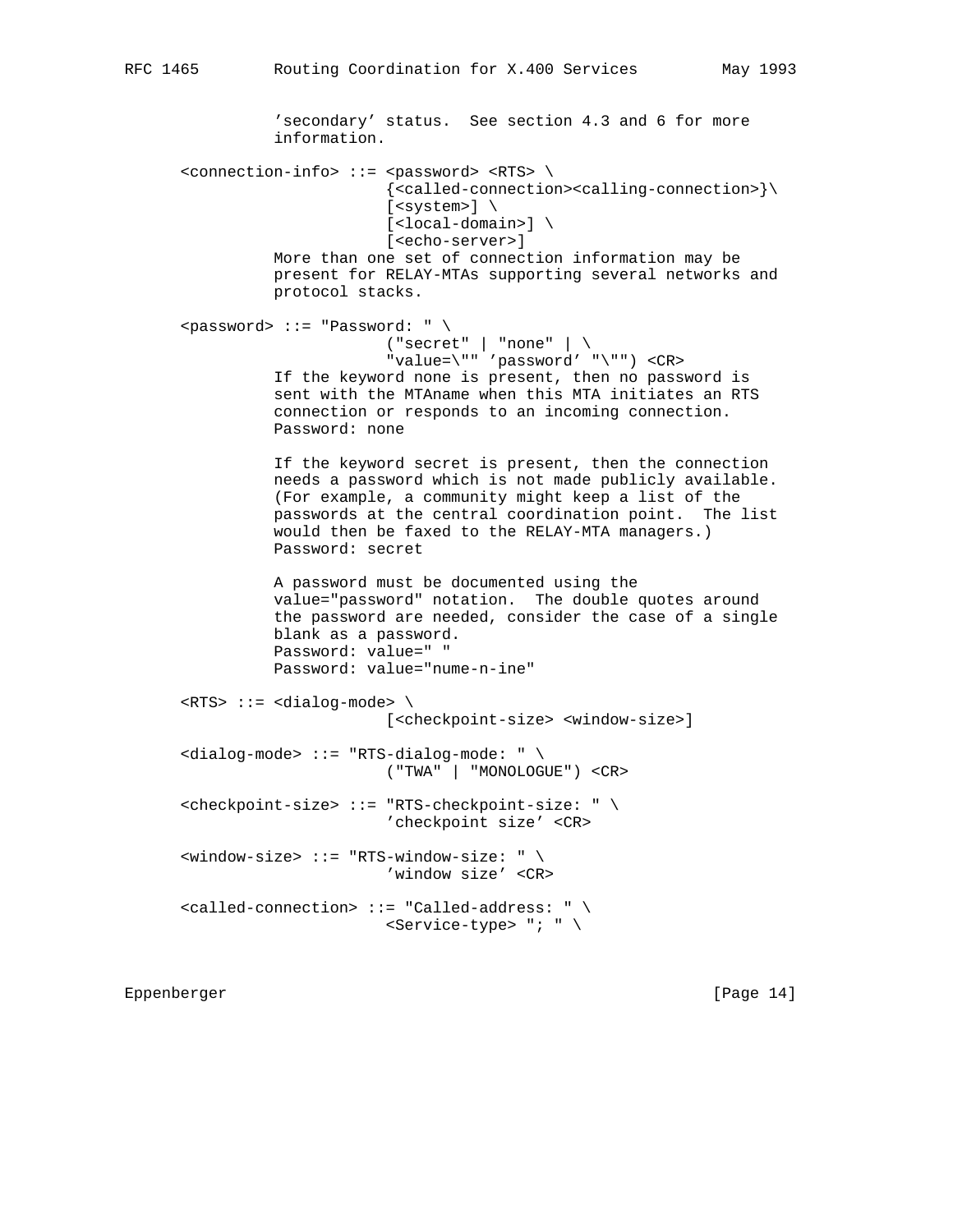```
           'secondary' status.  See section 4.3 and 6 for more
           information.

     <connection-info> ::= <password> <RTS> \
                         {<called-connection><calling-connection>}\
                         [<system>] \
                         [<local-domain>] \
                         [<echo-server>]
           More than one set of connection information may be
           present for RELAY-MTAs supporting several networks and
           protocol stacks.

     <password> ::= "Password: " \
                         ("secret" | "none" | \
                         "value=\"" 'password' "\"") <CR>
           If the keyword none is present, then no password is
           sent with the MTAname when this MTA initiates an RTS
           connection or responds to an incoming connection.
           Password: none

           If the keyword secret is present, then the connection
           needs a password which is not made publicly available.
           (For example, a community might keep a list of the
           passwords at the central coordination point.  The list
           would then be faxed to the RELAY-MTA managers.)
           Password: secret

           A password must be documented using the
           value="password" notation.  The double quotes around
           the password are needed, consider the case of a single
           blank as a password.
           Password: value=" "
           Password: value="nume-n-ine"

     <RTS> ::= <dialog-mode> \
                         [<checkpoint-size> <window-size>]

     <dialog-mode> ::= "RTS-dialog-mode: " \
                         ("TWA" | "MONOLOGUE") <CR>

     <checkpoint-size> ::= "RTS-checkpoint-size: " \
                         'checkpoint size' <CR>

     <window-size> ::= "RTS-window-size: " \
                         'window size' <CR>

     <called-connection> ::= "Called-address: " \
                         <Service-type> "; " \
```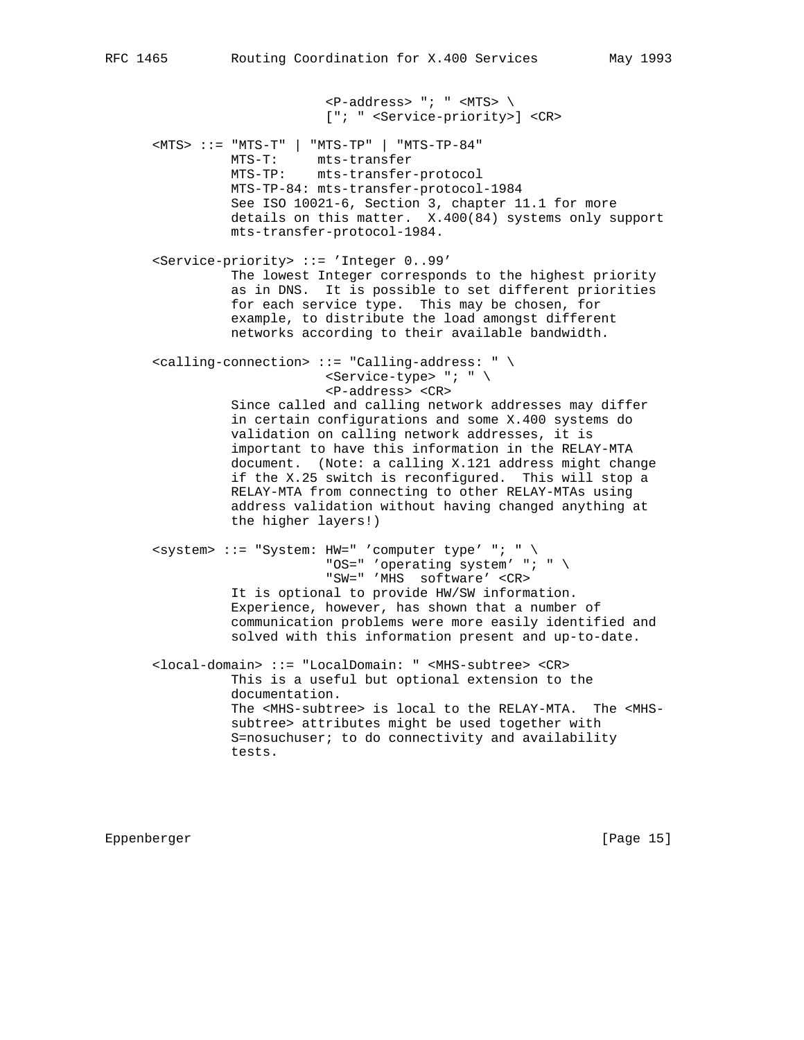```
                         <P-address> "; " <MTS> \
                         ["; " <Service-priority>] <CR>

      <MTS> ::= "MTS-T" | "MTS-TP" | "MTS-TP-84"
                MTS-T:     mts-transfer
                MTS-TP:    mts-transfer-protocol
                MTS-TP-84: mts-transfer-protocol-1984
                See ISO 10021-6, Section 3, chapter 11.1 for more
                details on this matter.  X.400(84) systems only support
                mts-transfer-protocol-1984.

      <Service-priority> ::= 'Integer 0..99'
                The lowest Integer corresponds to the highest priority
                as in DNS.  It is possible to set different priorities
                for each service type.  This may be chosen, for
                example, to distribute the load amongst different
                networks according to their available bandwidth.

      <calling-connection> ::= "Calling-address: " \
                         <Service-type> "; " \
                         <P-address> <CR>
                Since called and calling network addresses may differ
                in certain configurations and some X.400 systems do
                validation on calling network addresses, it is
                important to have this information in the RELAY-MTA
                document.  (Note: a calling X.121 address might change
                if the X.25 switch is reconfigured.  This will stop a
                RELAY-MTA from connecting to other RELAY-MTAs using
                address validation without having changed anything at
                the higher layers!)

      <system> ::= "System: HW=" 'computer type' "; " \
                         "OS=" 'operating system' "; " \
                         "SW=" 'MHS  software' <CR>
                It is optional to provide HW/SW information.
                Experience, however, has shown that a number of
                communication problems were more easily identified and
                solved with this information present and up-to-date.

      <local-domain> ::= "LocalDomain: " <MHS-subtree> <CR>
                This is a useful but optional extension to the
                documentation.
                The <MHS-subtree> is local to the RELAY-MTA.  The <MHS-
                subtree> attributes might be used together with
                S=nosuchuser; to do connectivity and availability
                tests.
```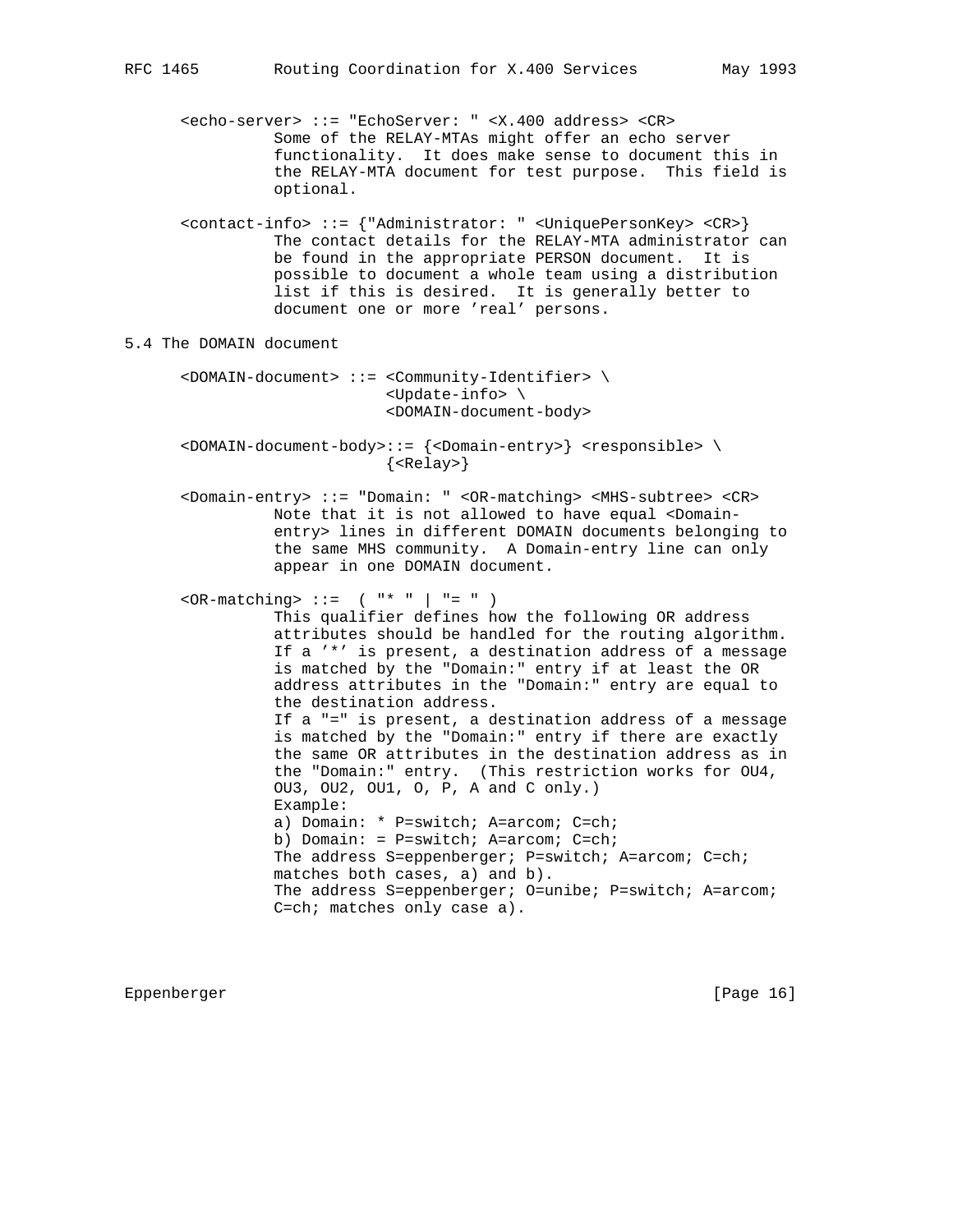```
<echo-server> ::= "EchoServer: " <X.400 address> <CR>
          Some of the RELAY-MTAs might offer an echo server
          functionality.  It does make sense to document this in
          the RELAY-MTA document for test purpose.  This field is
          optional.

<contact-info> ::= {"Administrator: " <UniquePersonKey> <CR>}
          The contact details for the RELAY-MTA administrator can
          be found in the appropriate PERSON document.  It is
          possible to document a whole team using a distribution
          list if this is desired.  It is generally better to
          document one or more 'real' persons.
```

## 5.4 The DOMAIN document

```
<DOMAIN-document> ::= <Community-Identifier> \
                      <Update-info> \
                      <DOMAIN-document-body>

<DOMAIN-document-body>::= {<Domain-entry>} <responsible> \
                      {<Relay>}

<Domain-entry> ::= "Domain: " <OR-matching> <MHS-subtree> <CR>
          Note that it is not allowed to have equal <Domain-
          entry> lines in different DOMAIN documents belonging to
          the same MHS community.  A Domain-entry line can only
          appear in one DOMAIN document.

<OR-matching> ::=  ( "* " | "= " )
          This qualifier defines how the following OR address
          attributes should be handled for the routing algorithm.
          If a '*' is present, a destination address of a message
          is matched by the "Domain:" entry if at least the OR
          address attributes in the "Domain:" entry are equal to
          the destination address.
          If a "=" is present, a destination address of a message
          is matched by the "Domain:" entry if there are exactly
          the same OR attributes in the destination address as in
          the "Domain:" entry.  (This restriction works for OU4,
          OU3, OU2, OU1, O, P, A and C only.)
          Example:
          a) Domain: * P=switch; A=arcom; C=ch;
          b) Domain: = P=switch; A=arcom; C=ch;
          The address S=eppenberger; P=switch; A=arcom; C=ch;
          matches both cases, a) and b).
          The address S=eppenberger; O=unibe; P=switch; A=arcom;
          C=ch; matches only case a).
```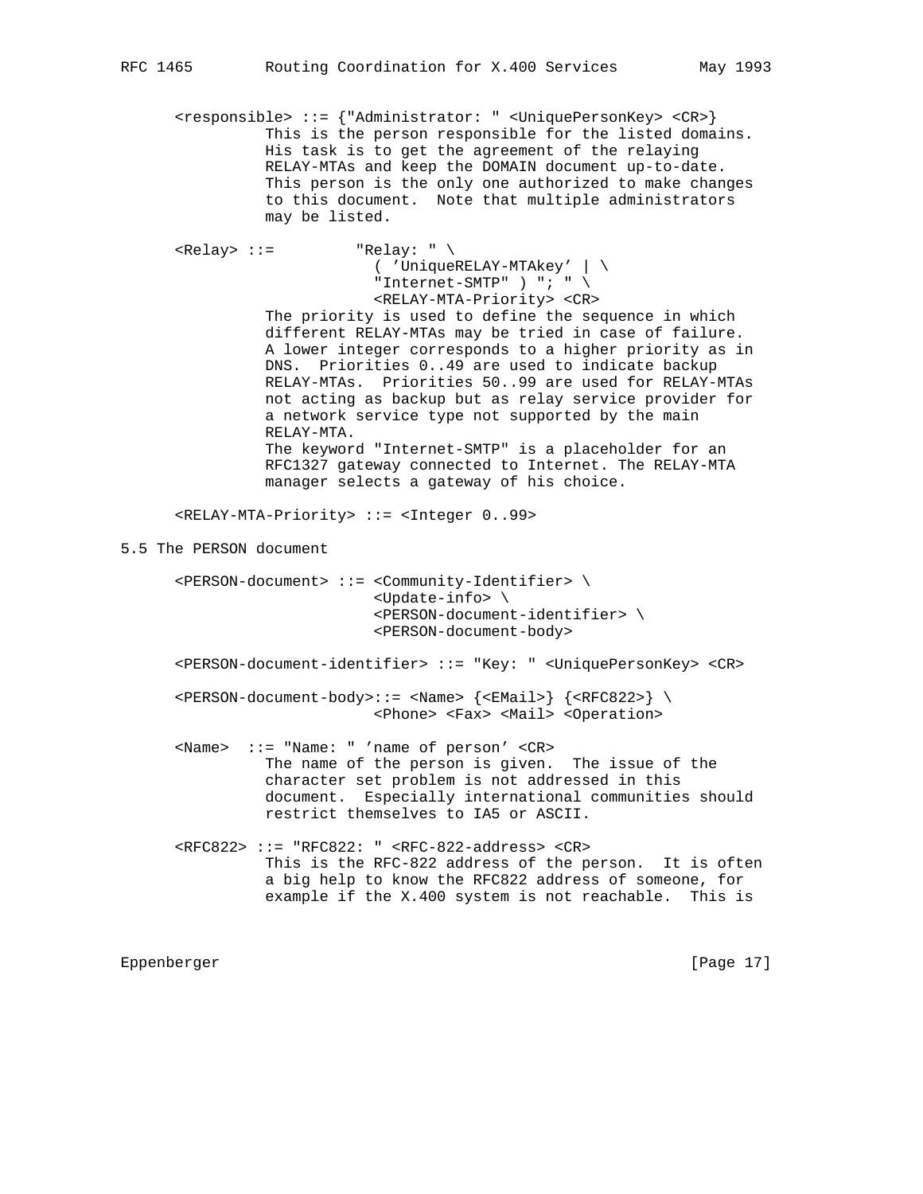```
<responsible> ::= {"Administrator: " <UniquePersonKey> <CR>}
          This is the person responsible for the listed domains.
          His task is to get the agreement of the relaying
          RELAY-MTAs and keep the DOMAIN document up-to-date.
          This person is the only one authorized to make changes
          to this document.  Note that multiple administrators
          may be listed.

<Relay> ::=         "Relay: " \
                      ( 'UniqueRELAY-MTAkey' | \
                      "Internet-SMTP" ) "; " \
                      <RELAY-MTA-Priority> <CR>
          The priority is used to define the sequence in which
          different RELAY-MTAs may be tried in case of failure.
          A lower integer corresponds to a higher priority as in
          DNS.  Priorities 0..49 are used to indicate backup
          RELAY-MTAs.  Priorities 50..99 are used for RELAY-MTAs
          not acting as backup but as relay service provider for
          a network service type not supported by the main
          RELAY-MTA.
          The keyword "Internet-SMTP" is a placeholder for an
          RFC1327 gateway connected to Internet. The RELAY-MTA
          manager selects a gateway of his choice.

<RELAY-MTA-Priority> ::= <Integer 0..99>
```

## 5.5 The PERSON document

```
<PERSON-document> ::= <Community-Identifier> \
                      <Update-info> \
                      <PERSON-document-identifier> \
                      <PERSON-document-body>

<PERSON-document-identifier> ::= "Key: " <UniquePersonKey> <CR>

<PERSON-document-body>::= <Name> {<EMail>} {<RFC822>} \
                      <Phone> <Fax> <Mail> <Operation>

<Name>  ::= "Name: " 'name of person' <CR>
          The name of the person is given.  The issue of the
          character set problem is not addressed in this
          document.  Especially international communities should
          restrict themselves to IA5 or ASCII.

<RFC822> ::= "RFC822: " <RFC-822-address> <CR>
          This is the RFC-822 address of the person.  It is often
          a big help to know the RFC822 address of someone, for
          example if the X.400 system is not reachable.  This is
```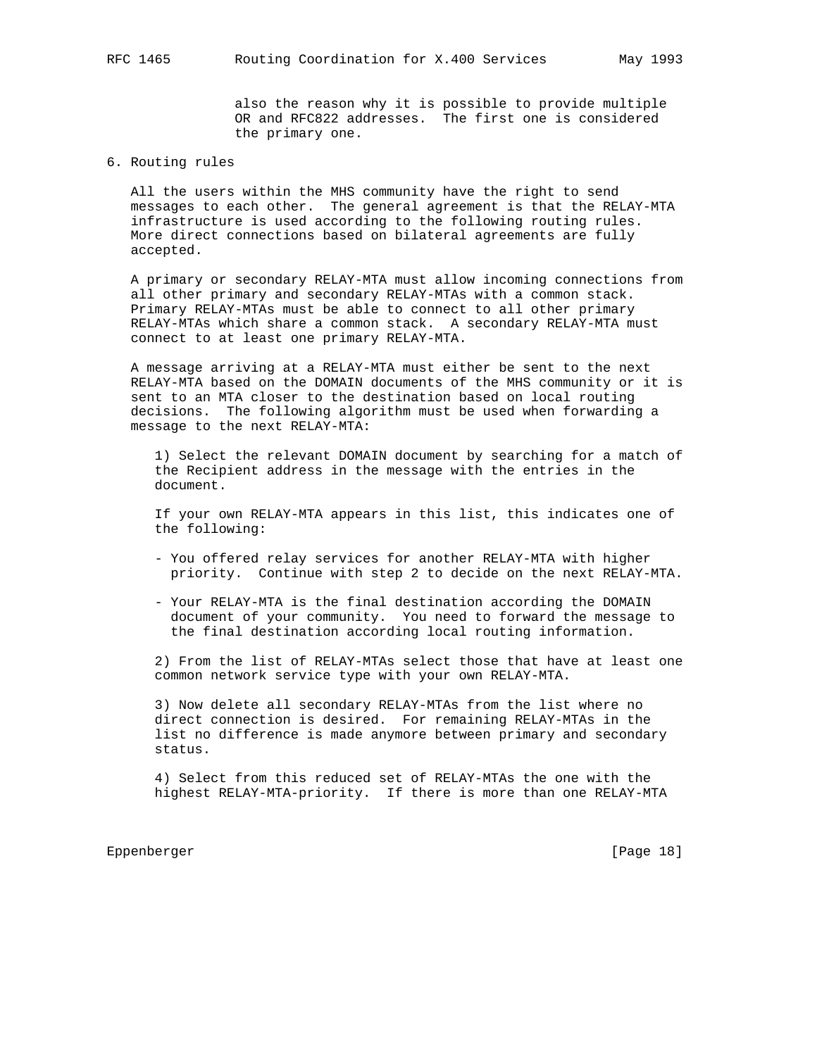also the reason why it is possible to provide multiple OR and RFC822 addresses. The first one is considered the primary one.

## 6. Routing rules

All the users within the MHS community have the right to send messages to each other. The general agreement is that the RELAY-MTA infrastructure is used according to the following routing rules. More direct connections based on bilateral agreements are fully accepted.

A primary or secondary RELAY-MTA must allow incoming connections from all other primary and secondary RELAY-MTAs with a common stack. Primary RELAY-MTAs must be able to connect to all other primary RELAY-MTAs which share a common stack. A secondary RELAY-MTA must connect to at least one primary RELAY-MTA.

A message arriving at a RELAY-MTA must either be sent to the next RELAY-MTA based on the DOMAIN documents of the MHS community or it is sent to an MTA closer to the destination based on local routing decisions. The following algorithm must be used when forwarding a message to the next RELAY-MTA:

1) Select the relevant DOMAIN document by searching for a match of the Recipient address in the message with the entries in the document.

If your own RELAY-MTA appears in this list, this indicates one of the following:

- You offered relay services for another RELAY-MTA with higher priority. Continue with step 2 to decide on the next RELAY-MTA.

- Your RELAY-MTA is the final destination according the DOMAIN document of your community. You need to forward the message to the final destination according local routing information.

2) From the list of RELAY-MTAs select those that have at least one common network service type with your own RELAY-MTA.

3) Now delete all secondary RELAY-MTAs from the list where no direct connection is desired. For remaining RELAY-MTAs in the list no difference is made anymore between primary and secondary status.

4) Select from this reduced set of RELAY-MTAs the one with the highest RELAY-MTA-priority. If there is more than one RELAY-MTA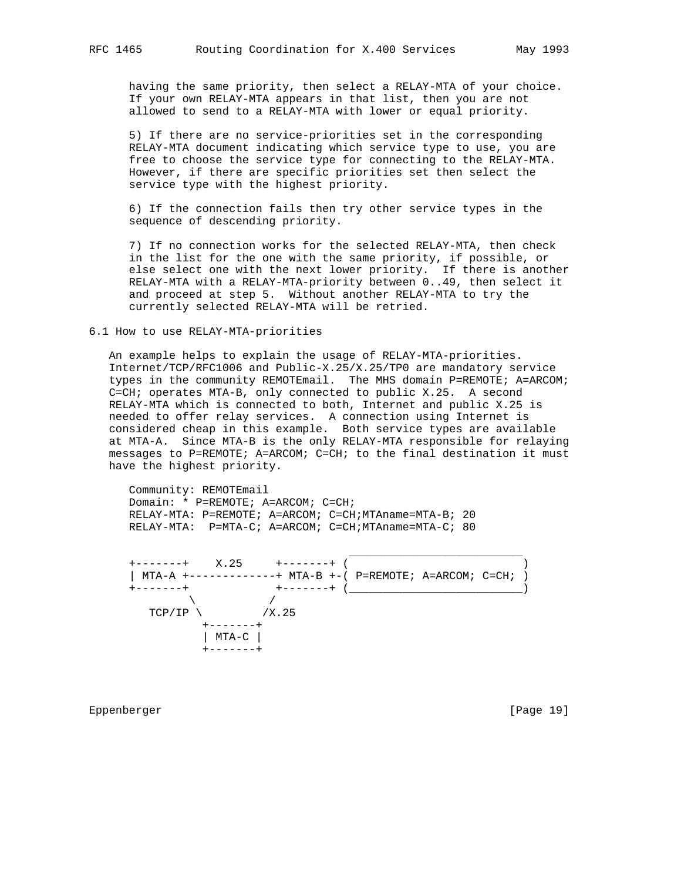having the same priority, then select a RELAY-MTA of your choice. If your own RELAY-MTA appears in that list, then you are not allowed to send to a RELAY-MTA with lower or equal priority.

5) If there are no service-priorities set in the corresponding RELAY-MTA document indicating which service type to use, you are free to choose the service type for connecting to the RELAY-MTA. However, if there are specific priorities set then select the service type with the highest priority.

6) If the connection fails then try other service types in the sequence of descending priority.

7) If no connection works for the selected RELAY-MTA, then check in the list for the one with the same priority, if possible, or else select one with the next lower priority. If there is another RELAY-MTA with a RELAY-MTA-priority between 0..49, then select it and proceed at step 5. Without another RELAY-MTA to try the currently selected RELAY-MTA will be retried.

## 6.1 How to use RELAY-MTA-priorities

An example helps to explain the usage of RELAY-MTA-priorities. Internet/TCP/RFC1006 and Public-X.25/X.25/TP0 are mandatory service types in the community REMOTEmail. The MHS domain P=REMOTE; A=ARCOM; C=CH; operates MTA-B, only connected to public X.25. A second RELAY-MTA which is connected to both, Internet and public X.25 is needed to offer relay services. A connection using Internet is considered cheap in this example. Both service types are available at MTA-A. Since MTA-B is the only RELAY-MTA responsible for relaying messages to P=REMOTE; A=ARCOM; C=CH; to the final destination it must have the highest priority.

```
Community: REMOTEmail
Domain: * P=REMOTE; A=ARCOM; C=CH;
RELAY-MTA: P=REMOTE; A=ARCOM; C=CH;MTAname=MTA-B; 20
RELAY-MTA:  P=MTA-C; A=ARCOM; C=CH;MTAname=MTA-C; 80

                                 __________________________
+-------+    X.25     +-------+ (                          )
| MTA-A +-------------+ MTA-B +-( P=REMOTE; A=ARCOM; C=CH; )
+-------+             +-------+ (__________________________)
         \           /
   TCP/IP \         /X.25
           +-------+
           | MTA-C |
           +-------+
```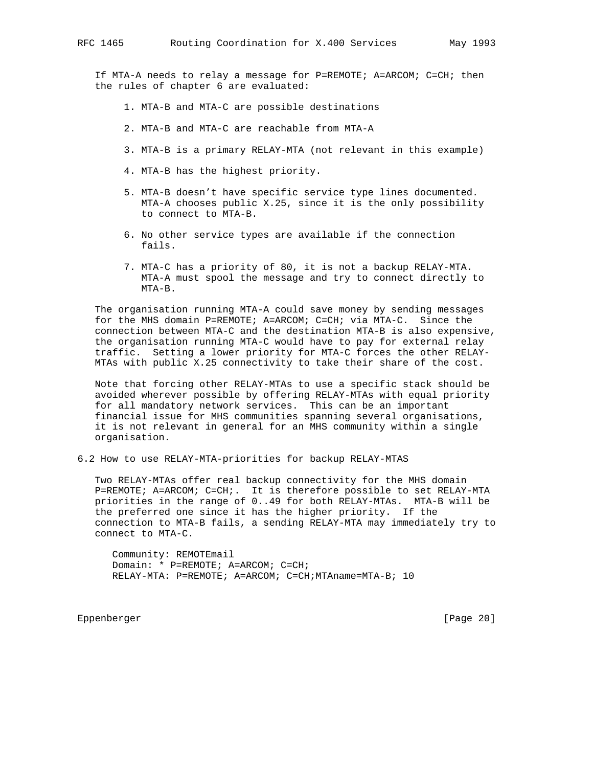If MTA-A needs to relay a message for P=REMOTE; A=ARCOM; C=CH; then the rules of chapter 6 are evaluated:

1. MTA-B and MTA-C are possible destinations
2. MTA-B and MTA-C are reachable from MTA-A
3. MTA-B is a primary RELAY-MTA (not relevant in this example)
4. MTA-B has the highest priority.
5. MTA-B doesn't have specific service type lines documented. MTA-A chooses public X.25, since it is the only possibility to connect to MTA-B.
6. No other service types are available if the connection fails.
7. MTA-C has a priority of 80, it is not a backup RELAY-MTA. MTA-A must spool the message and try to connect directly to MTA-B.

The organisation running MTA-A could save money by sending messages for the MHS domain P=REMOTE; A=ARCOM; C=CH; via MTA-C. Since the connection between MTA-C and the destination MTA-B is also expensive, the organisation running MTA-C would have to pay for external relay traffic. Setting a lower priority for MTA-C forces the other RELAY-MTAs with public X.25 connectivity to take their share of the cost.

Note that forcing other RELAY-MTAs to use a specific stack should be avoided wherever possible by offering RELAY-MTAs with equal priority for all mandatory network services. This can be an important financial issue for MHS communities spanning several organisations, it is not relevant in general for an MHS community within a single organisation.

## 6.2 How to use RELAY-MTA-priorities for backup RELAY-MTAS

Two RELAY-MTAs offer real backup connectivity for the MHS domain P=REMOTE; A=ARCOM; C=CH;. It is therefore possible to set RELAY-MTA priorities in the range of 0..49 for both RELAY-MTAs. MTA-B will be the preferred one since it has the higher priority. If the connection to MTA-B fails, a sending RELAY-MTA may immediately try to connect to MTA-C.

```
Community: REMOTEmail
Domain: * P=REMOTE; A=ARCOM; C=CH;
RELAY-MTA: P=REMOTE; A=ARCOM; C=CH;MTAname=MTA-B; 10
```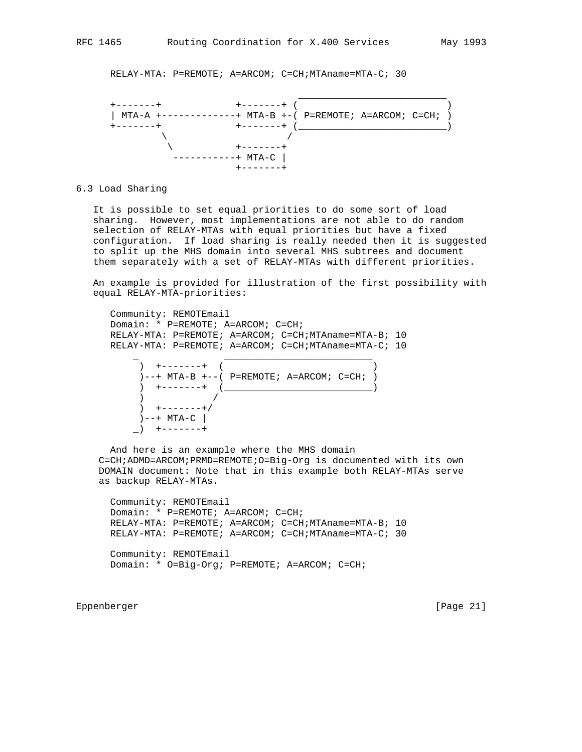```
RELAY-MTA: P=REMOTE; A=ARCOM; C=CH;MTAname=MTA-C; 30

                                 __________________________
+-------+             +-------+ (                          )
| MTA-A +-------------+ MTA-B +-( P=REMOTE; A=ARCOM; C=CH; )
+-------+             +-------+ (__________________________)
         \                     /
          \           +-------+
           -----------+ MTA-C |
                      +-------+
```

### 6.3 Load Sharing

It is possible to set equal priorities to do some sort of load sharing. However, most implementations are not able to do random selection of RELAY-MTAs with equal priorities but have a fixed configuration. If load sharing is really needed then it is suggested to split up the MHS domain into several MHS subtrees and document them separately with a set of RELAY-MTAs with different priorities.

An example is provided for illustration of the first possibility with equal RELAY-MTA-priorities:

```
Community: REMOTEmail
Domain: * P=REMOTE; A=ARCOM; C=CH;
RELAY-MTA: P=REMOTE; A=ARCOM; C=CH;MTAname=MTA-B; 10
RELAY-MTA: P=REMOTE; A=ARCOM; C=CH;MTAname=MTA-C; 10
    _                ___________________________
     )  +-------+  (                            )
     )--+ MTA-B +--( P=REMOTE; A=ARCOM; C=CH;  )
     )  +-------+  (___________________________)
     )           /
     )  +-------+/
     )--+ MTA-C |
    _)  +-------+
```

And here is an example where the MHS domain C=CH;ADMD=ARCOM;PRMD=REMOTE;O=Big-Org is documented with its own DOMAIN document: Note that in this example both RELAY-MTAs serve as backup RELAY-MTAs.

```
Community: REMOTEmail
Domain: * P=REMOTE; A=ARCOM; C=CH;
RELAY-MTA: P=REMOTE; A=ARCOM; C=CH;MTAname=MTA-B; 10
RELAY-MTA: P=REMOTE; A=ARCOM; C=CH;MTAname=MTA-C; 30

Community: REMOTEmail
Domain: * O=Big-Org; P=REMOTE; A=ARCOM; C=CH;
```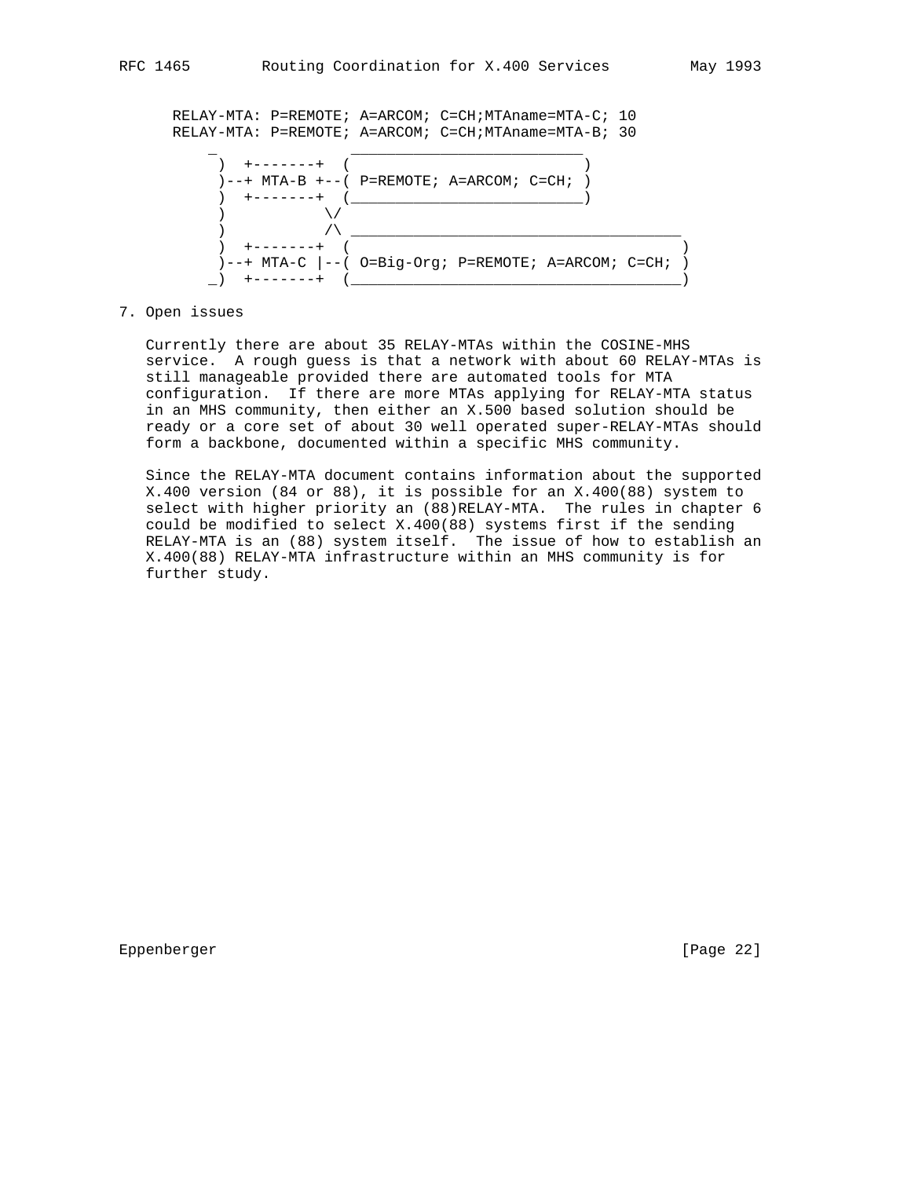```
   RELAY-MTA: P=REMOTE; A=ARCOM; C=CH;MTAname=MTA-C; 10
   RELAY-MTA: P=REMOTE; A=ARCOM; C=CH;MTAname=MTA-B; 30
     _                  __________________________
      )  +-------+  (                          )
      )--+ MTA-B +--( P=REMOTE; A=ARCOM; C=CH; )
      )  +-------+  (__________________________)
      )          \/
      )          /\ _____________________________________
      )  +-------+  (                                     )
      )--+ MTA-C |--( O=Big-Org; P=REMOTE; A=ARCOM; C=CH; )
     _)  +-------+  (_____________________________________)
```

## 7. Open issues

Currently there are about 35 RELAY-MTAs within the COSINE-MHS service. A rough guess is that a network with about 60 RELAY-MTAs is still manageable provided there are automated tools for MTA configuration. If there are more MTAs applying for RELAY-MTA status in an MHS community, then either an X.500 based solution should be ready or a core set of about 30 well operated super-RELAY-MTAs should form a backbone, documented within a specific MHS community.

Since the RELAY-MTA document contains information about the supported X.400 version (84 or 88), it is possible for an X.400(88) system to select with higher priority an (88)RELAY-MTA. The rules in chapter 6 could be modified to select X.400(88) systems first if the sending RELAY-MTA is an (88) system itself. The issue of how to establish an X.400(88) RELAY-MTA infrastructure within an MHS community is for further study.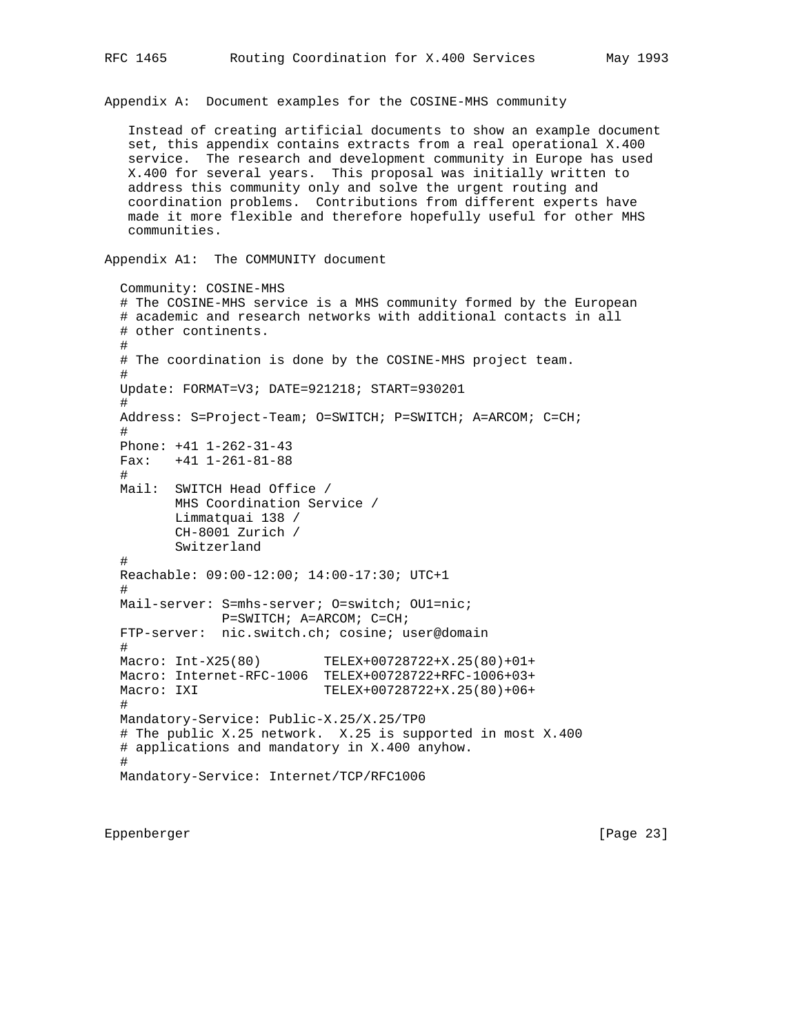## Appendix A: Document examples for the COSINE-MHS community

Instead of creating artificial documents to show an example document set, this appendix contains extracts from a real operational X.400 service. The research and development community in Europe has used X.400 for several years. This proposal was initially written to address this community only and solve the urgent routing and coordination problems. Contributions from different experts have made it more flexible and therefore hopefully useful for other MHS communities.

### Appendix A1: The COMMUNITY document

```
Community: COSINE-MHS
# The COSINE-MHS service is a MHS community formed by the European
# academic and research networks with additional contacts in all
# other continents.
#
# The coordination is done by the COSINE-MHS project team.
#
Update: FORMAT=V3; DATE=921218; START=930201
#
Address: S=Project-Team; O=SWITCH; P=SWITCH; A=ARCOM; C=CH;
#
Phone: +41 1-262-31-43
Fax:   +41 1-261-81-88
#
Mail:  SWITCH Head Office /
       MHS Coordination Service /
       Limmatquai 138 /
       CH-8001 Zurich /
       Switzerland
#
Reachable: 09:00-12:00; 14:00-17:30; UTC+1
#
Mail-server: S=mhs-server; O=switch; OU1=nic;
             P=SWITCH; A=ARCOM; C=CH;
FTP-server:  nic.switch.ch; cosine; user@domain
#
Macro: Int-X25(80)        TELEX+00728722+X.25(80)+01+
Macro: Internet-RFC-1006  TELEX+00728722+RFC-1006+03+
Macro: IXI                TELEX+00728722+X.25(80)+06+
#
Mandatory-Service: Public-X.25/X.25/TP0
# The public X.25 network.  X.25 is supported in most X.400
# applications and mandatory in X.400 anyhow.
#
Mandatory-Service: Internet/TCP/RFC1006
```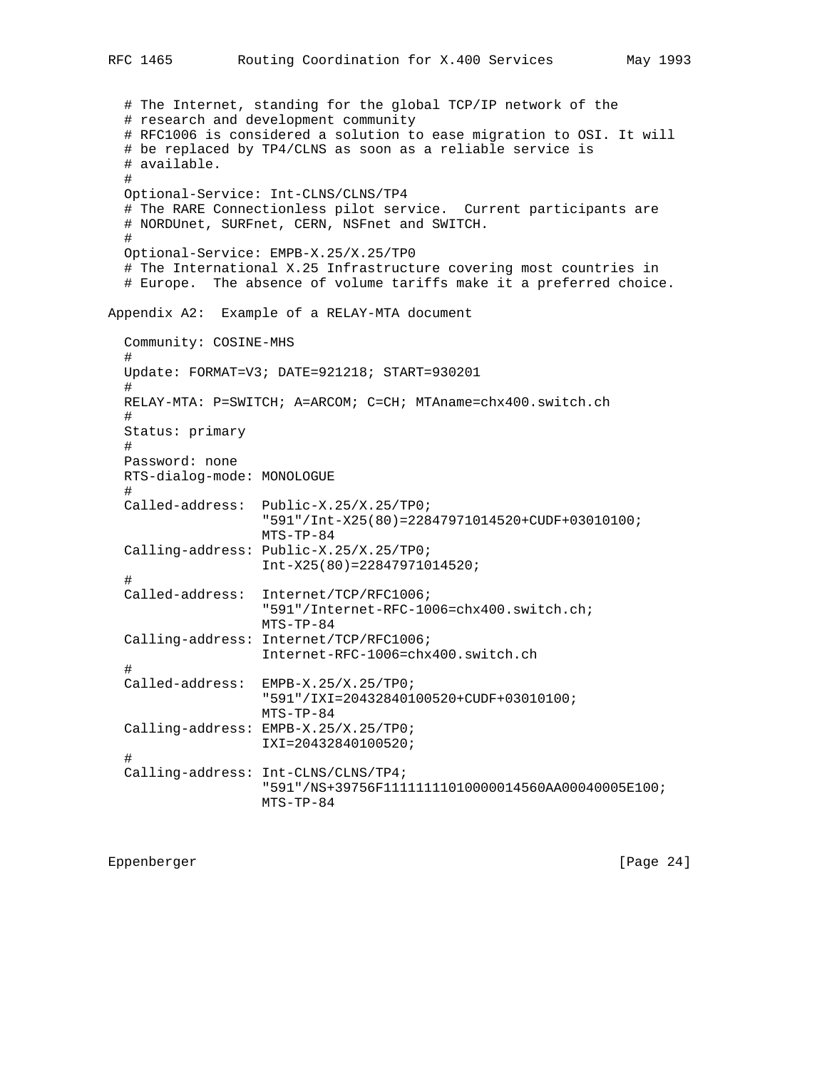```
  # The Internet, standing for the global TCP/IP network of the
  # research and development community
  # RFC1006 is considered a solution to ease migration to OSI. It will
  # be replaced by TP4/CLNS as soon as a reliable service is
  # available.
  #
  Optional-Service: Int-CLNS/CLNS/TP4
  # The RARE Connectionless pilot service.  Current participants are
  # NORDUnet, SURFnet, CERN, NSFnet and SWITCH.
  #
  Optional-Service: EMPB-X.25/X.25/TP0
  # The International X.25 Infrastructure covering most countries in
  # Europe.  The absence of volume tariffs make it a preferred choice.
```

Appendix A2:  Example of a RELAY-MTA document

```
  Community: COSINE-MHS
  #
  Update: FORMAT=V3; DATE=921218; START=930201
  #
  RELAY-MTA: P=SWITCH; A=ARCOM; C=CH; MTAname=chx400.switch.ch
  #
  Status: primary
  #
  Password: none
  RTS-dialog-mode: MONOLOGUE
  #
  Called-address:  Public-X.25/X.25/TP0;
                   "591"/Int-X25(80)=22847971014520+CUDF+03010100;
                   MTS-TP-84
  Calling-address: Public-X.25/X.25/TP0;
                   Int-X25(80)=22847971014520;
  #
  Called-address:  Internet/TCP/RFC1006;
                   "591"/Internet-RFC-1006=chx400.switch.ch;
                   MTS-TP-84
  Calling-address: Internet/TCP/RFC1006;
                   Internet-RFC-1006=chx400.switch.ch
  #
  Called-address:  EMPB-X.25/X.25/TP0;
                   "591"/IXI=20432840100520+CUDF+03010100;
                   MTS-TP-84
  Calling-address: EMPB-X.25/X.25/TP0;
                   IXI=20432840100520;
  #
  Calling-address: Int-CLNS/CLNS/TP4;
                   "591"/NS+39756F11111111010000014560AA00040005E100;
                   MTS-TP-84
```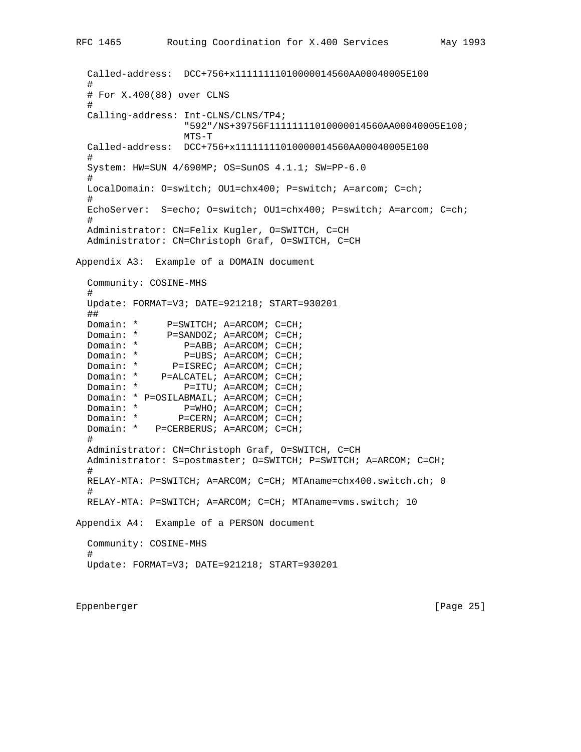```
   Called-address:  DCC+756+x11111111010000014560AA00040005E100
   #
   # For X.400(88) over CLNS
   #
   Calling-address: Int-CLNS/CLNS/TP4;
                    "592"/NS+39756F11111111010000014560AA00040005E100;
                    MTS-T
   Called-address:  DCC+756+x11111111010000014560AA00040005E100
   #
   System: HW=SUN 4/690MP; OS=SunOS 4.1.1; SW=PP-6.0
   #
   LocalDomain: O=switch; OU1=chx400; P=switch; A=arcom; C=ch;
   #
   EchoServer:  S=echo; O=switch; OU1=chx400; P=switch; A=arcom; C=ch;
   #
   Administrator: CN=Felix Kugler, O=SWITCH, C=CH
   Administrator: CN=Christoph Graf, O=SWITCH, C=CH
```

Appendix A3:  Example of a DOMAIN document

```
   Community: COSINE-MHS
   #
   Update: FORMAT=V3; DATE=921218; START=930201
   ##
   Domain: *     P=SWITCH; A=ARCOM; C=CH;
   Domain: *     P=SANDOZ; A=ARCOM; C=CH;
   Domain: *        P=ABB; A=ARCOM; C=CH;
   Domain: *        P=UBS; A=ARCOM; C=CH;
   Domain: *      P=ISREC; A=ARCOM; C=CH;
   Domain: *    P=ALCATEL; A=ARCOM; C=CH;
   Domain: *        P=ITU; A=ARCOM; C=CH;
   Domain: * P=OSILABMAIL; A=ARCOM; C=CH;
   Domain: *        P=WHO; A=ARCOM; C=CH;
   Domain: *       P=CERN; A=ARCOM; C=CH;
   Domain: *   P=CERBERUS; A=ARCOM; C=CH;
   #
   Administrator: CN=Christoph Graf, O=SWITCH, C=CH
   Administrator: S=postmaster; O=SWITCH; P=SWITCH; A=ARCOM; C=CH;
   #
   RELAY-MTA: P=SWITCH; A=ARCOM; C=CH; MTAname=chx400.switch.ch; 0
   #
   RELAY-MTA: P=SWITCH; A=ARCOM; C=CH; MTAname=vms.switch; 10
```

Appendix A4:  Example of a PERSON document

```
   Community: COSINE-MHS
   #
   Update: FORMAT=V3; DATE=921218; START=930201
```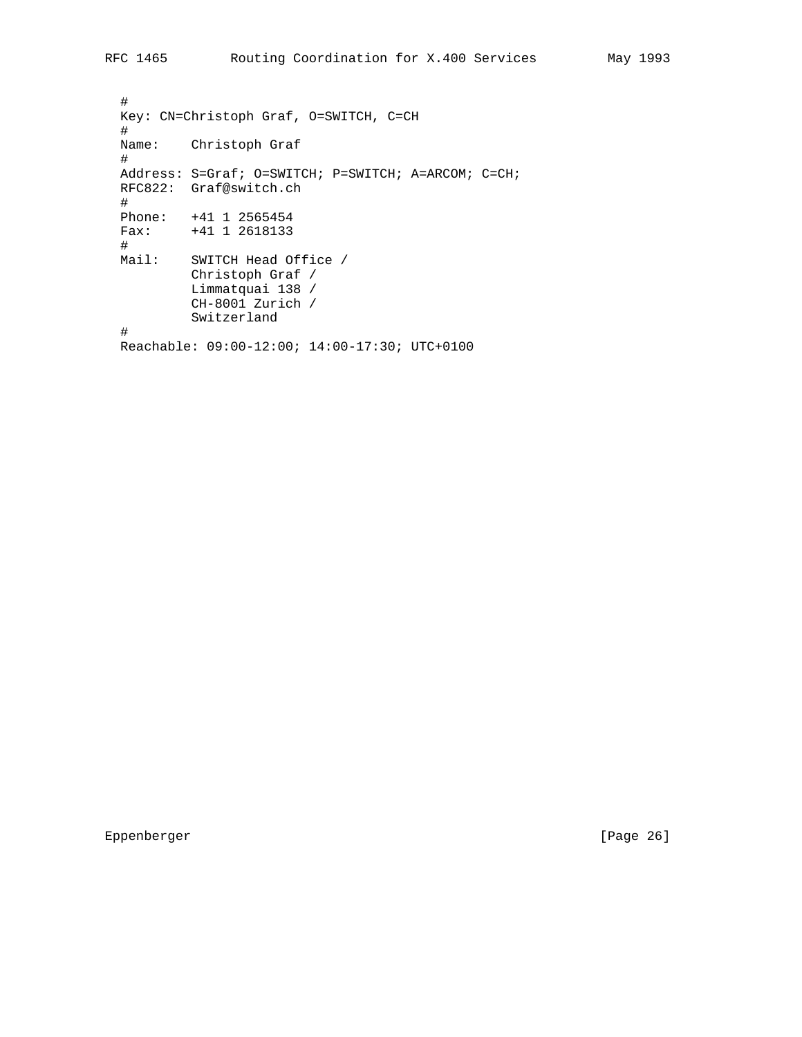```
#
Key: CN=Christoph Graf, O=SWITCH, C=CH
#
Name:    Christoph Graf
#
Address: S=Graf; O=SWITCH; P=SWITCH; A=ARCOM; C=CH;
RFC822:  Graf@switch.ch
#
Phone:   +41 1 2565454
Fax:     +41 1 2618133
#
Mail:    SWITCH Head Office /
         Christoph Graf /
         Limmatquai 138 /
         CH-8001 Zurich /
         Switzerland
#
Reachable: 09:00-12:00; 14:00-17:30; UTC+0100
```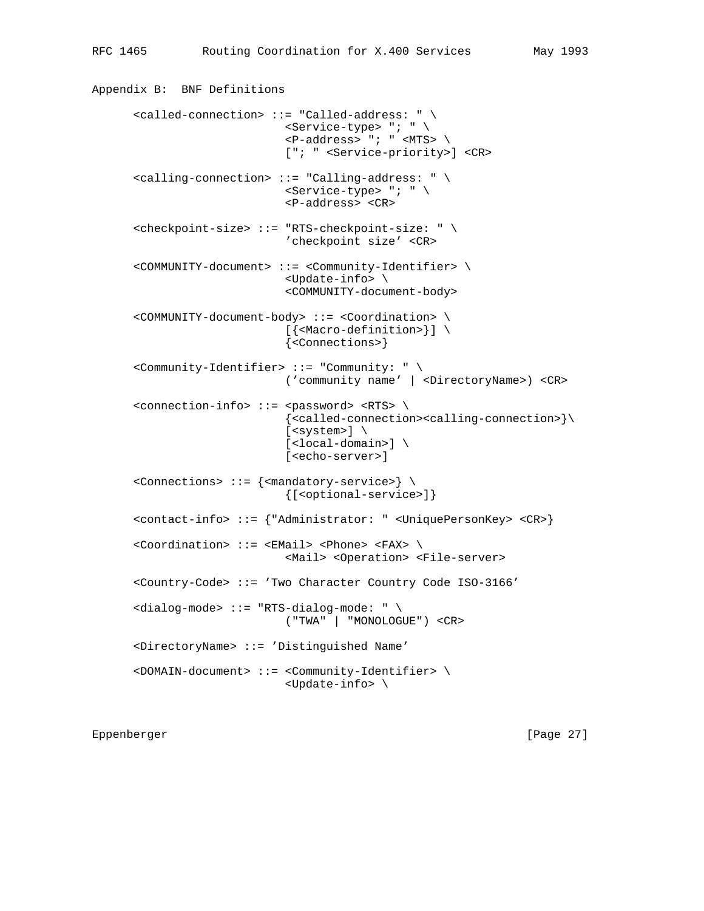## Appendix B:  BNF Definitions

```
      <called-connection> ::= "Called-address: " \
                            <Service-type> "; " \
                            <P-address> "; " <MTS> \
                            ["; " <Service-priority>] <CR>

      <calling-connection> ::= "Calling-address: " \
                            <Service-type> "; " \
                            <P-address> <CR>

      <checkpoint-size> ::= "RTS-checkpoint-size: " \
                            'checkpoint size' <CR>

      <COMMUNITY-document> ::= <Community-Identifier> \
                            <Update-info> \
                            <COMMUNITY-document-body>

      <COMMUNITY-document-body> ::= <Coordination> \
                            [{<Macro-definition>}] \
                            {<Connections>}

      <Community-Identifier> ::= "Community: " \
                            ('community name' | <DirectoryName>) <CR>

      <connection-info> ::= <password> <RTS> \
                            {<called-connection><calling-connection>}\
                            [<system>] \
                            [<local-domain>] \
                            [<echo-server>]

      <Connections> ::= {<mandatory-service>} \
                            {[<optional-service>]}

      <contact-info> ::= {"Administrator: " <UniquePersonKey> <CR>}

      <Coordination> ::= <EMail> <Phone> <FAX> \
                            <Mail> <Operation> <File-server>

      <Country-Code> ::= 'Two Character Country Code ISO-3166'

      <dialog-mode> ::= "RTS-dialog-mode: " \
                            ("TWA" | "MONOLOGUE") <CR>

      <DirectoryName> ::= 'Distinguished Name'

      <DOMAIN-document> ::= <Community-Identifier> \
                            <Update-info> \
```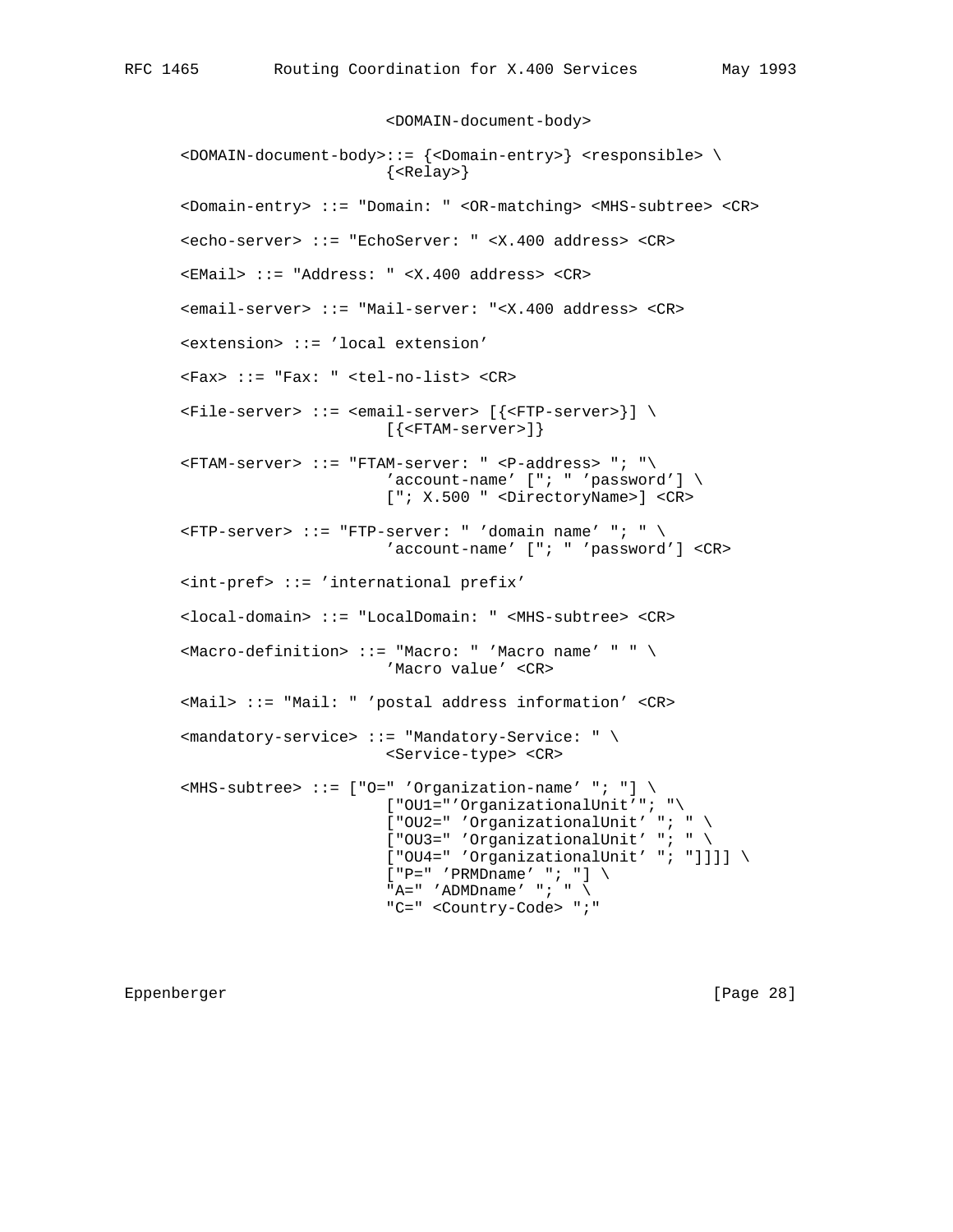```
                        <DOMAIN-document-body>

   <DOMAIN-document-body>::= {<Domain-entry>} <responsible> \
                        {<Relay>}

   <Domain-entry> ::= "Domain: " <OR-matching> <MHS-subtree> <CR>

   <echo-server> ::= "EchoServer: " <X.400 address> <CR>

   <EMail> ::= "Address: " <X.400 address> <CR>

   <email-server> ::= "Mail-server: "<X.400 address> <CR>

   <extension> ::= 'local extension'

   <Fax> ::= "Fax: " <tel-no-list> <CR>

   <File-server> ::= <email-server> [{<FTP-server>}] \
                        [{<FTAM-server>]}

   <FTAM-server> ::= "FTAM-server: " <P-address> "; "\
                        'account-name' ["; " 'password'] \
                        ["; X.500 " <DirectoryName>] <CR>

   <FTP-server> ::= "FTP-server: " 'domain name' "; " \
                        'account-name' ["; " 'password'] <CR>

   <int-pref> ::= 'international prefix'

   <local-domain> ::= "LocalDomain: " <MHS-subtree> <CR>

   <Macro-definition> ::= "Macro: " 'Macro name' " " \
                        'Macro value' <CR>

   <Mail> ::= "Mail: " 'postal address information' <CR>

   <mandatory-service> ::= "Mandatory-Service: " \
                        <Service-type> <CR>

   <MHS-subtree> ::= ["O=" 'Organization-name' "; "] \
                        ["OU1="'OrganizationalUnit'"; "\
                        ["OU2=" 'OrganizationalUnit' "; " \
                        ["OU3=" 'OrganizationalUnit' "; " \
                        ["OU4=" 'OrganizationalUnit' "; "]]]] \
                        ["P=" 'PRMDname' "; "] \
                        "A=" 'ADMDname' "; " \
                        "C=" <Country-Code> ";"
```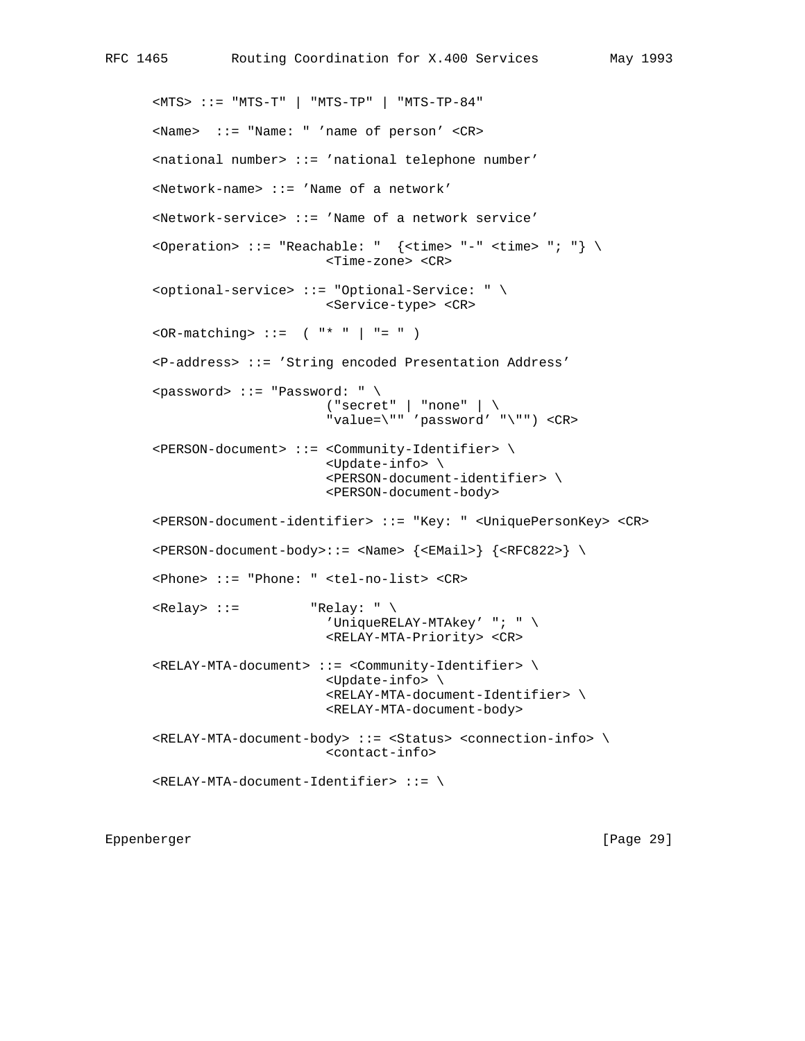```
<MTS> ::= "MTS-T" | "MTS-TP" | "MTS-TP-84"

<Name>  ::= "Name: " 'name of person' <CR>

<national number> ::= 'national telephone number'

<Network-name> ::= 'Name of a network'

<Network-service> ::= 'Name of a network service'

<Operation> ::= "Reachable: "  {<time> "-" <time> "; "} \
                      <Time-zone> <CR>

<optional-service> ::= "Optional-Service: " \
                      <Service-type> <CR>

<OR-matching> ::=  ( "* " | "= " )

<P-address> ::= 'String encoded Presentation Address'

<password> ::= "Password: " \
                      ("secret" | "none" | \
                      "value=\"" 'password' "\"") <CR>

<PERSON-document> ::= <Community-Identifier> \
                      <Update-info> \
                      <PERSON-document-identifier> \
                      <PERSON-document-body>

<PERSON-document-identifier> ::= "Key: " <UniquePersonKey> <CR>

<PERSON-document-body>::= <Name> {<EMail>} {<RFC822>} \

<Phone> ::= "Phone: " <tel-no-list> <CR>

<Relay> ::=         "Relay: " \
                      'UniqueRELAY-MTAkey' "; " \
                      <RELAY-MTA-Priority> <CR>

<RELAY-MTA-document> ::= <Community-Identifier> \
                      <Update-info> \
                      <RELAY-MTA-document-Identifier> \
                      <RELAY-MTA-document-body>

<RELAY-MTA-document-body> ::= <Status> <connection-info> \
                      <contact-info>

<RELAY-MTA-document-Identifier> ::= \
```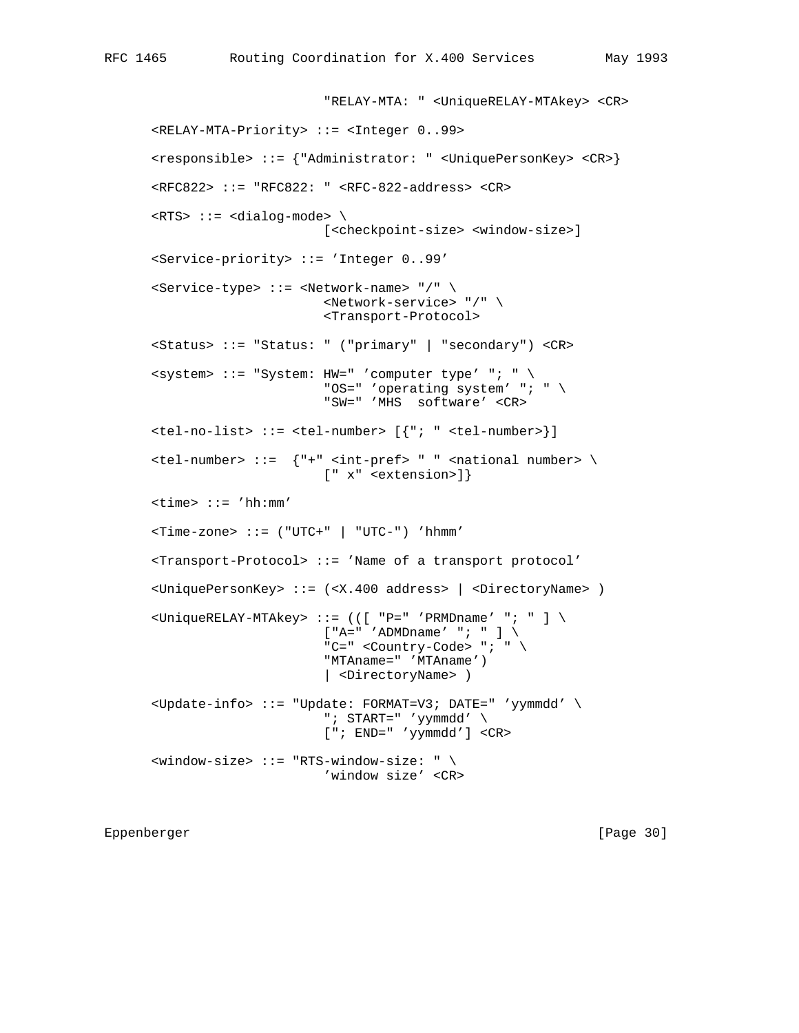```
                          "RELAY-MTA: " <UniqueRELAY-MTAkey> <CR>

      <RELAY-MTA-Priority> ::= <Integer 0..99>

      <responsible> ::= {"Administrator: " <UniquePersonKey> <CR>}

      <RFC822> ::= "RFC822: " <RFC-822-address> <CR>

      <RTS> ::= <dialog-mode> \
                          [<checkpoint-size> <window-size>]

      <Service-priority> ::= 'Integer 0..99'

      <Service-type> ::= <Network-name> "/" \
                          <Network-service> "/" \
                          <Transport-Protocol>

      <Status> ::= "Status: " ("primary" | "secondary") <CR>

      <system> ::= "System: HW=" 'computer type' "; " \
                          "OS=" 'operating system' "; " \
                          "SW=" 'MHS  software' <CR>

      <tel-no-list> ::= <tel-number> [{"; " <tel-number>}]

      <tel-number> ::=  {"+" <int-pref> " " <national number> \
                          [" x" <extension>]}

      <time> ::= 'hh:mm'

      <Time-zone> ::= ("UTC+" | "UTC-") 'hhmm'

      <Transport-Protocol> ::= 'Name of a transport protocol'

      <UniquePersonKey> ::= (<X.400 address> | <DirectoryName> )

      <UniqueRELAY-MTAkey> ::= (([ "P=" 'PRMDname' "; " ] \
                          ["A=" 'ADMDname' "; " ] \
                          "C=" <Country-Code> "; " \
                          "MTAname=" 'MTAname')
                          | <DirectoryName> )

      <Update-info> ::= "Update: FORMAT=V3; DATE=" 'yymmdd' \
                          "; START=" 'yymmdd' \
                          ["; END=" 'yymmdd'] <CR>

      <window-size> ::= "RTS-window-size: " \
                          'window size' <CR>
```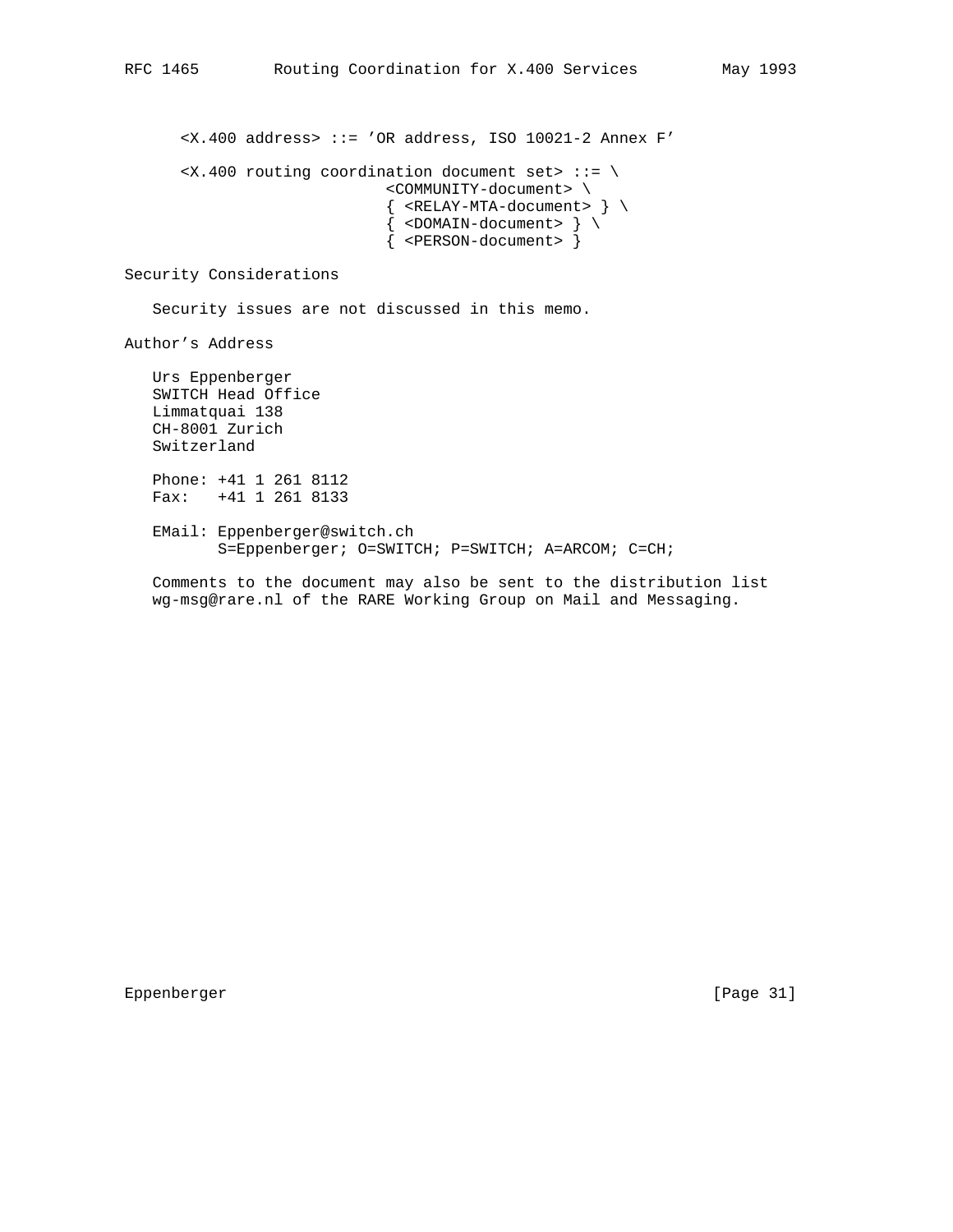```
<X.400 address> ::= 'OR address, ISO 10021-2 Annex F'

<X.400 routing coordination document set> ::= \
                       <COMMUNITY-document> \
                       { <RELAY-MTA-document> } \
                       { <DOMAIN-document> } \
                       { <PERSON-document> }
```

## Security Considerations

Security issues are not discussed in this memo.

## Author's Address

Urs Eppenberger
SWITCH Head Office
Limmatquai 138
CH-8001 Zurich
Switzerland

Phone: +41 1 261 8112
Fax: +41 1 261 8133

EMail: Eppenberger@switch.ch
S=Eppenberger; O=SWITCH; P=SWITCH; A=ARCOM; C=CH;

Comments to the document may also be sent to the distribution list wg-msg@rare.nl of the RARE Working Group on Mail and Messaging.